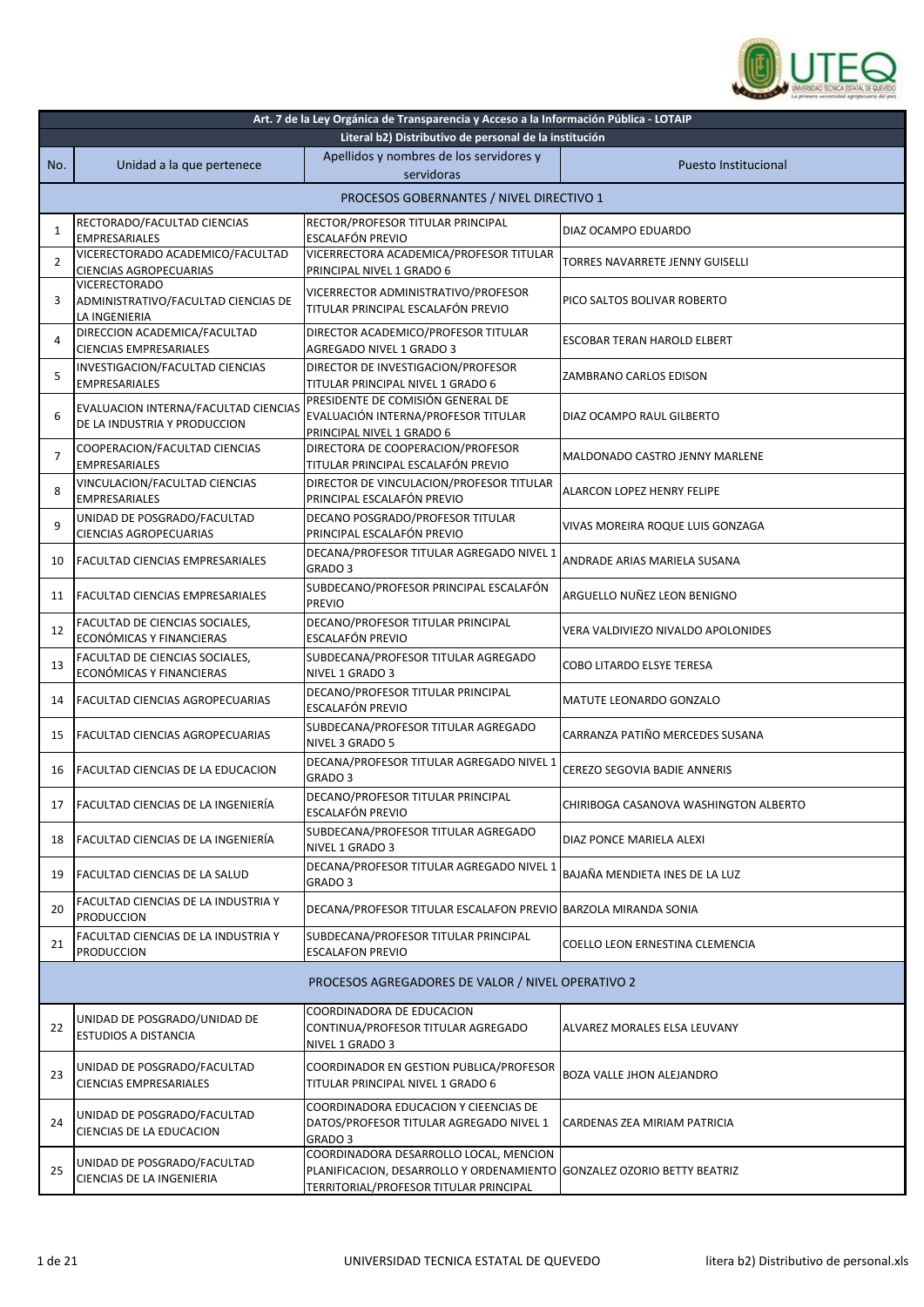| Art. 7 de la Ley Orgánica de Transparencia y Acceso a la Información Pública - LOTAIP | | | |
|---|---|---|---|
| Literal b2) Distributivo de personal de la institución | | | |
| No. | Unidad a la que pertenece | Apellidos y nombres de los servidores y servidoras | Puesto Institucional |
| PROCESOS GOBERNANTES / NIVEL DIRECTIVO 1 | | | |
| 1 | RECTORADO/FACULTAD CIENCIAS EMPRESARIALES | RECTOR/PROFESOR TITULAR PRINCIPAL ESCALAFÓN PREVIO | DIAZ OCAMPO EDUARDO |
| 2 | VICERRECTORADO ACADEMICO/FACULTAD CIENCIAS AGROPECUARIAS | VICERRECTORA ACADEMICA/PROFESOR TITULAR PRINCIPAL NIVEL 1 GRADO 6 | TORRES NAVARRETE JENNY GUISELLI |
| 3 | VICERECTORADO ADMINISTRATIVO/FACULTAD CIENCIAS DE LA INGENIERIA | VICERRECTOR ADMINISTRATIVO/PROFESOR TITULAR PRINCIPAL ESCALAFÓN PREVIO | PICO SALTOS BOLIVAR ROBERTO |
| 4 | DIRECCION ACADEMICA/FACULTAD CIENCIAS EMPRESARIALES | DIRECTOR ACADEMICO/PROFESOR TITULAR AGREGADO NIVEL 1 GRADO 3 | ESCOBAR TERAN HAROLD ELBERT |
| 5 | INVESTIGACION/FACULTAD CIENCIAS EMPRESARIALES | DIRECTOR DE INVESTIGACION/PROFESOR TITULAR PRINCIPAL NIVEL 1 GRADO 6 | ZAMBRANO CARLOS EDISON |
| 6 | EVALUACION INTERNA/FACULTAD CIENCIAS DE LA INDUSTRIA Y PRODUCCION | PRESIDENTE DE COMISIÓN GENERAL DE EVALUACIÓN INTERNA/PROFESOR TITULAR PRINCIPAL NIVEL 1 GRADO 6 | DIAZ OCAMPO RAUL GILBERTO |
| 7 | COOPERACION/FACULTAD CIENCIAS EMPRESARIALES | DIRECTORA DE COOPERACION/PROFESOR TITULAR PRINCIPAL ESCALAFÓN PREVIO | MALDONADO CASTRO JENNY MARLENE |
| 8 | VINCULACION/FACULTAD CIENCIAS EMPRESARIALES | DIRECTOR DE VINCULACION/PROFESOR TITULAR PRINCIPAL ESCALAFÓN PREVIO | ALARCON LOPEZ HENRY FELIPE |
| 9 | UNIDAD DE POSGRADO/FACULTAD CIENCIAS AGROPECUARIAS | DECANO POSGRADO/PROFESOR TITULAR PRINCIPAL ESCALAFÓN PREVIO | VIVAS MOREIRA ROQUE LUIS GONZAGA |
| 10 | FACULTAD CIENCIAS EMPRESARIALES | DECANA/PROFESOR TITULAR AGREGADO NIVEL 1 GRADO 3 | ANDRADE ARIAS MARIELA SUSANA |
| 11 | FACULTAD CIENCIAS EMPRESARIALES | SUBDECANO/PROFESOR PRINCIPAL ESCALAFÓN PREVIO | ARGUELLO NUÑEZ LEON BENIGNO |
| 12 | FACULTAD DE CIENCIAS SOCIALES, ECONÓMICAS Y FINANCIERAS | DECANO/PROFESOR TITULAR PRINCIPAL ESCALAFÓN PREVIO | VERA VALDIVIEZO NIVALDO APOLONIDES |
| 13 | FACULTAD DE CIENCIAS SOCIALES, ECONÓMICAS Y FINANCIERAS | SUBDECANA/PROFESOR TITULAR AGREGADO NIVEL 1 GRADO 3 | COBO LITARDO ELSYE TERESA |
| 14 | FACULTAD CIENCIAS AGROPECUARIAS | DECANO/PROFESOR TITULAR PRINCIPAL ESCALAFÓN PREVIO | MATUTE LEONARDO GONZALO |
| 15 | FACULTAD CIENCIAS AGROPECUARIAS | SUBDECANA/PROFESOR TITULAR AGREGADO NIVEL 3 GRADO 5 | CARRANZA PATIÑO MERCEDES SUSANA |
| 16 | FACULTAD CIENCIAS DE LA EDUCACION | DECANA/PROFESOR TITULAR AGREGADO NIVEL 1 GRADO 3 | CEREZO SEGOVIA BADIE ANNERIS |
| 17 | FACULTAD CIENCIAS DE LA INGENIERÍA | DECANO/PROFESOR TITULAR PRINCIPAL ESCALAFÓN PREVIO | CHIRIBOGA CASANOVA WASHINGTON ALBERTO |
| 18 | FACULTAD CIENCIAS DE LA INGENIERÍA | SUBDECANA/PROFESOR TITULAR AGREGADO NIVEL 1 GRADO 3 | DIAZ PONCE MARIELA ALEXI |
| 19 | FACULTAD CIENCIAS DE LA SALUD | DECANA/PROFESOR TITULAR AGREGADO NIVEL 1 GRADO 3 | BAJAÑA MENDIETA INES DE LA LUZ |
| 20 | FACULTAD CIENCIAS DE LA INDUSTRIA Y PRODUCCION | DECANA/PROFESOR TITULAR ESCALAFON PREVIO | BARZOLA MIRANDA SONIA |
| 21 | FACULTAD CIENCIAS DE LA INDUSTRIA Y PRODUCCION | SUBDECANA/PROFESOR TITULAR PRINCIPAL ESCALAFON PREVIO | COELLO LEON ERNESTINA CLEMENCIA |
| PROCESOS AGREGADORES DE VALOR / NIVEL OPERATIVO 2 | | | |
| 22 | UNIDAD DE POSGRADO/UNIDAD DE ESTUDIOS A DISTANCIA | COORDINADORA DE EDUCACION CONTINUA/PROFESOR TITULAR AGREGADO NIVEL 1 GRADO 3 | ALVAREZ MORALES ELSA LEUVANY |
| 23 | UNIDAD DE POSGRADO/FACULTAD CIENCIAS EMPRESARIALES | COORDINADOR EN GESTION PUBLICA/PROFESOR TITULAR PRINCIPAL NIVEL 1 GRADO 6 | BOZA VALLE JHON ALEJANDRO |
| 24 | UNIDAD DE POSGRADO/FACULTAD CIENCIAS DE LA EDUCACION | COORDINADORA EDUCACION Y CIEENCIAS DE DATOS/PROFESOR TITULAR AGREGADO NIVEL 1 GRADO 3 | CARDENAS ZEA MIRIAM PATRICIA |
| 25 | UNIDAD DE POSGRADO/FACULTAD CIENCIAS DE LA INGENIERIA | COORDINADORA DESARROLLO LOCAL, MENCION PLANIFICACION, DESARROLLO Y ORDENAMIENTO TERRITORIAL/PROFESOR TITULAR PRINCIPAL | GONZALEZ OZORIO BETTY BEATRIZ |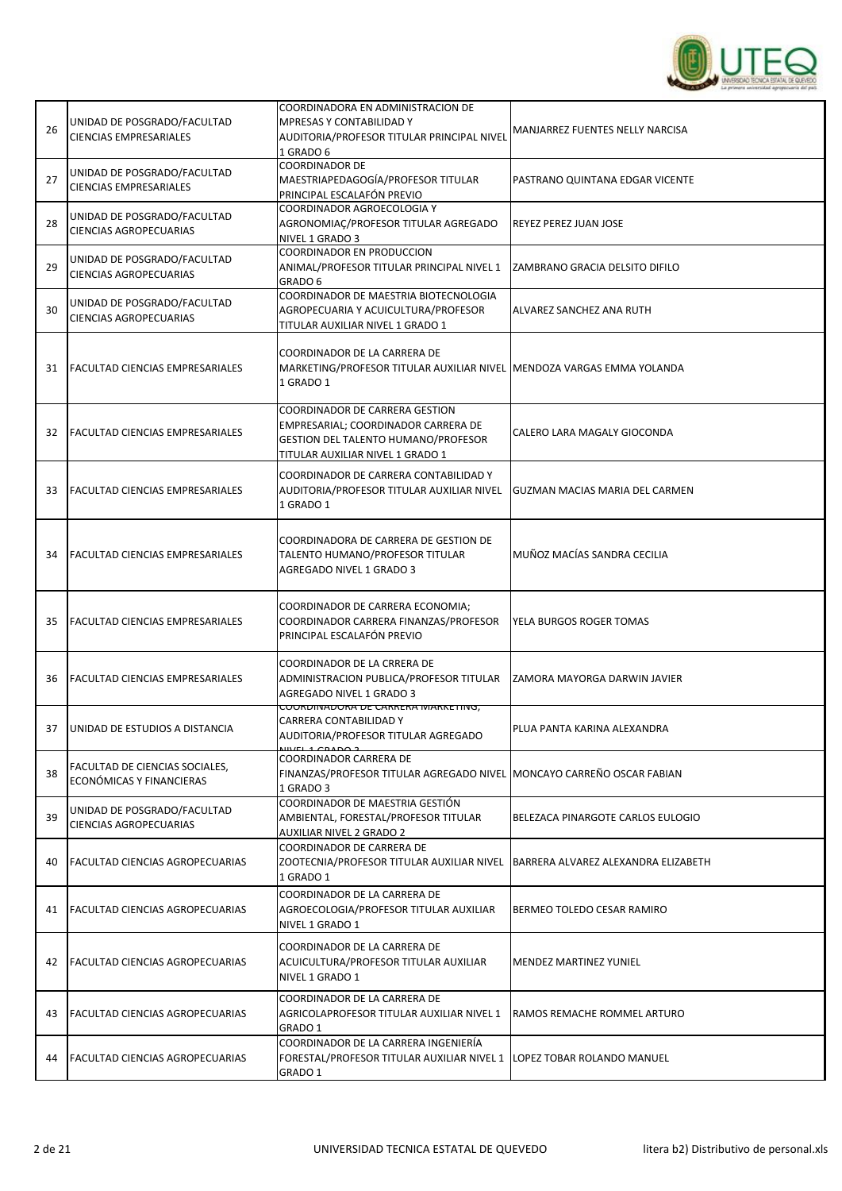| 26 | UNIDAD DE POSGRADO/FACULTAD CIENCIAS EMPRESARIALES | COORDINADORA EN ADMINISTRACION DE MPRESAS Y CONTABILIDAD Y AUDITORIA/PROFESOR TITULAR PRINCIPAL NIVEL 1 GRADO 6 | MANJARREZ FUENTES NELLY NARCISA |
|---|---|---|---|
| 27 | UNIDAD DE POSGRADO/FACULTAD CIENCIAS EMPRESARIALES | COORDINADOR DE MAESTRIAPEDAGOGÍA/PROFESOR TITULAR PRINCIPAL ESCALAFÓN PREVIO | PASTRANO QUINTANA EDGAR VICENTE |
| 28 | UNIDAD DE POSGRADO/FACULTAD CIENCIAS AGROPECUARIAS | COORDINADOR AGROECOLOGIA Y AGRONOMIAÇ/PROFESOR TITULAR AGREGADO NIVEL 1 GRADO 3 | REYEZ PEREZ JUAN JOSE |
| 29 | UNIDAD DE POSGRADO/FACULTAD CIENCIAS AGROPECUARIAS | COORDINADOR EN PRODUCCION ANIMAL/PROFESOR TITULAR PRINCIPAL NIVEL 1 GRADO 6 | ZAMBRANO GRACIA DELSITO DIFILO |
| 30 | UNIDAD DE POSGRADO/FACULTAD CIENCIAS AGROPECUARIAS | COORDINADOR DE MAESTRIA BIOTECNOLOGIA AGROPECUARIA Y ACUICULTURA/PROFESOR TITULAR AUXILIAR NIVEL 1 GRADO 1 | ALVAREZ SANCHEZ ANA RUTH |
| 31 | FACULTAD CIENCIAS EMPRESARIALES | COORDINADOR DE LA CARRERA DE MARKETING/PROFESOR TITULAR AUXILIAR NIVEL 1 GRADO 1 | MENDOZA VARGAS EMMA YOLANDA |
| 32 | FACULTAD CIENCIAS EMPRESARIALES | COORDINADOR DE CARRERA GESTION EMPRESARIAL; COORDINADOR CARRERA DE GESTION DEL TALENTO HUMANO/PROFESOR TITULAR AUXILIAR NIVEL 1 GRADO 1 | CALERO LARA MAGALY GIOCONDA |
| 33 | FACULTAD CIENCIAS EMPRESARIALES | COORDINADOR DE CARRERA CONTABILIDAD Y AUDITORIA/PROFESOR TITULAR AUXILIAR NIVEL 1 GRADO 1 | GUZMAN MACIAS MARIA DEL CARMEN |
| 34 | FACULTAD CIENCIAS EMPRESARIALES | COORDINADORA DE CARRERA DE GESTION DE TALENTO HUMANO/PROFESOR TITULAR AGREGADO NIVEL 1 GRADO 3 | MUÑOZ MACÍAS SANDRA CECILIA |
| 35 | FACULTAD CIENCIAS EMPRESARIALES | COORDINADOR DE CARRERA ECONOMIA; COORDINADOR CARRERA FINANZAS/PROFESOR PRINCIPAL ESCALAFÓN PREVIO | YELA BURGOS ROGER TOMAS |
| 36 | FACULTAD CIENCIAS EMPRESARIALES | COORDINADOR DE LA CRRERA DE ADMINISTRACION PUBLICA/PROFESOR TITULAR AGREGADO NIVEL 1 GRADO 3 | ZAMORA MAYORGA DARWIN JAVIER |
| 37 | UNIDAD DE ESTUDIOS A DISTANCIA | COORDINADORA DE CARRERA MARKETING, CARRERA CONTABILIDAD Y AUDITORIA/PROFESOR TITULAR AGREGADO NIVEL 1 GRADO 3 | PLUA PANTA KARINA ALEXANDRA |
| 38 | FACULTAD DE CIENCIAS SOCIALES, ECONÓMICAS Y FINANCIERAS | COORDINADOR CARRERA DE FINANZAS/PROFESOR TITULAR AGREGADO NIVEL 1 GRADO 3 | MONCAYO CARREÑO OSCAR FABIAN |
| 39 | UNIDAD DE POSGRADO/FACULTAD CIENCIAS AGROPECUARIAS | COORDINADOR DE MAESTRIA GESTIÓN AMBIENTAL, FORESTAL/PROFESOR TITULAR AUXILIAR NIVEL 2 GRADO 2 | BELEZACA PINARGOTE CARLOS EULOGIO |
| 40 | FACULTAD CIENCIAS AGROPECUARIAS | COORDINADOR DE CARRERA DE ZOOTECNIA/PROFESOR TITULAR AUXILIAR NIVEL 1 GRADO 1 | BARRERA ALVAREZ ALEXANDRA ELIZABETH |
| 41 | FACULTAD CIENCIAS AGROPECUARIAS | COORDINADOR DE LA CARRERA DE AGROECOLOGIA/PROFESOR TITULAR AUXILIAR NIVEL 1 GRADO 1 | BERMEO TOLEDO CESAR RAMIRO |
| 42 | FACULTAD CIENCIAS AGROPECUARIAS | COORDINADOR DE LA CARRERA DE ACUICULTURA/PROFESOR TITULAR AUXILIAR NIVEL 1 GRADO 1 | MENDEZ MARTINEZ YUNIEL |
| 43 | FACULTAD CIENCIAS AGROPECUARIAS | COORDINADOR DE LA CARRERA DE AGRICOLAPROFESOR TITULAR AUXILIAR NIVEL 1 GRADO 1 | RAMOS REMACHE ROMMEL ARTURO |
| 44 | FACULTAD CIENCIAS AGROPECUARIAS | COORDINADOR DE LA CARRERA INGENIERÍA FORESTAL/PROFESOR TITULAR AUXILIAR NIVEL 1 GRADO 1 | LOPEZ TOBAR ROLANDO MANUEL |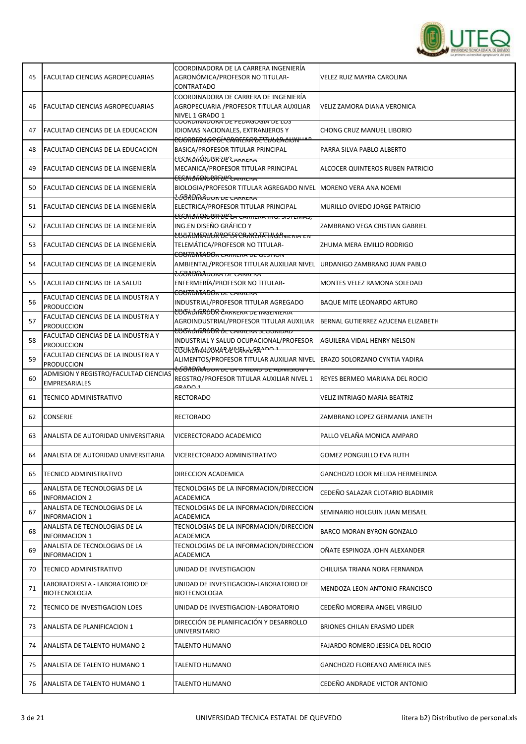| 45 | FACULTAD CIENCIAS AGROPECUARIAS | COORDINADORA DE LA CARRERA INGENIERÍA AGRONÓMICA/PROFESOR NO TITULAR-CONTRATADO | VELEZ RUIZ MAYRA CAROLINA |
|---|---|---|---|
| 46 | FACULTAD CIENCIAS AGROPECUARIAS | COORDINADORA DE CARRERA DE INGENIERÍA AGROPECUARIA /PROFESOR TITULAR AUXILIAR NIVEL 1 GRADO 1 | VELIZ ZAMORA DIANA VERONICA |
| 47 | FACULTAD CIENCIAS DE LA EDUCACION | COORDINADORA DE PEDAGOGIA DE LOS IDIOMAS NACIONALES, EXTRANJEROS Y PEDAGOGÍA/PROFESOR TITULAR AUXILIAR | CHONG CRUZ MANUEL LIBORIO |
| 48 | FACULTAD CIENCIAS DE LA EDUCACION | COORDINADOR DE CARRERA DE EDUCACION BASICA/PROFESOR TITULAR PRINCIPAL | PARRA SILVA PABLO ALBERTO |
| 49 | FACULTAD CIENCIAS DE LA INGENIERÍA | COORDINADOR DE CARRERA MECANICA/PROFESOR TITULAR PRINCIPAL | ALCOCER QUINTEROS RUBEN PATRICIO |
| 50 | FACULTAD CIENCIAS DE LA INGENIERÍA | COORDINADOR DE CARRERA BIOLOGIA/PROFESOR TITULAR AGREGADO NIVEL 1 GRADO 1 | MORENO VERA ANA NOEMI |
| 51 | FACULTAD CIENCIAS DE LA INGENIERÍA | COORDINADOR DE CARRERA ELECTRICA/PROFESOR TITULAR PRINCIPAL | MURILLO OVIEDO JORGE PATRICIO |
| 52 | FACULTAD CIENCIAS DE LA INGENIERÍA | COORDINADOR DE LA CARRERA ING. SISTEMAS, ING.EN DISEÑO GRÁFICO Y MULTIMEDIA/PROFESOR NO TITULAR | ZAMBRANO VEGA CRISTIAN GABRIEL |
| 53 | FACULTAD CIENCIAS DE LA INGENIERÍA | COORDINADOR DE LA CARRERA INGENIERIA EN TELEMÁTICA/PROFESOR NO TITULAR-CONTRATADO | ZHUMA MERA EMILIO RODRIGO |
| 54 | FACULTAD CIENCIAS DE LA INGENIERÍA | COORDINADOR CARRERA DE GESTION AMBIENTAL/PROFESOR TITULAR AUXILIAR NIVEL 1 GRADO 1 | URDANIGO ZAMBRANO JUAN PABLO |
| 55 | FACULTAD CIENCIAS DE LA SALUD | COORDINADORA DE CARRERA ENFERMERÍA/PROFESOR NO TITULAR-CONTRATADO | MONTES VELEZ RAMONA SOLEDAD |
| 56 | FACULTAD CIENCIAS DE LA INDUSTRIA Y PRODUCCION | COORDINADOR DE CARRERA INDUSTRIAL/PROFESOR TITULAR AGREGADO NIVEL 1 GRADO 1 | BAQUE MITE LEONARDO ARTURO |
| 57 | FACULTAD CIENCIAS DE LA INDUSTRIA Y PRODUCCION | COORDINADOR CARRERA DE INGENIERIA AGROINDUSTRIAL/PROFESOR TITULAR AUXILIAR NIVEL 1 GRADO 1 | BERNAL GUTIERREZ AZUCENA ELIZABETH |
| 58 | FACULTAD CIENCIAS DE LA INDUSTRIA Y PRODUCCION | COORDINADOR DE CARRERA SEGURIDAD INDUSTRIAL Y SALUD OCUPACIONAL/PROFESOR TITULAR AUXILIAR NIVEL 1 GRADO 1 | AGUILERA VIDAL HENRY NELSON |
| 59 | FACULTAD CIENCIAS DE LA INDUSTRIA Y PRODUCCION | COORDINADORA DE CARRERA ALIMENTOS/PROFESOR TITULAR AUXILIAR NIVEL 1 GRADO 1 | ERAZO SOLORZANO CYNTIA YADIRA |
| 60 | ADMISION Y REGISTRO/FACULTAD CIENCIAS EMPRESARIALES | COORDINADOR DE LA UNIDAD DE ADMISION Y REGSTRO/PROFESOR TITULAR AUXILIAR NIVEL 1 GRADO 1 | REYES BERMEO MARIANA DEL ROCIO |
| 61 | TECNICO ADMINISTRATIVO | RECTORADO | VELIZ INTRIAGO MARIA BEATRIZ |
| 62 | CONSERJE | RECTORADO | ZAMBRANO LOPEZ GERMANIA JANETH |
| 63 | ANALISTA DE AUTORIDAD UNIVERSITARIA | VICERECTORADO ACADEMICO | PALLO VELAÑA MONICA AMPARO |
| 64 | ANALISTA DE AUTORIDAD UNIVERSITARIA | VICERECTORADO ADMINISTRATIVO | GOMEZ PONGUILLO EVA RUTH |
| 65 | TECNICO ADMINISTRATIVO | DIRECCION ACADEMICA | GANCHOZO LOOR MELIDA HERMELINDA |
| 66 | ANALISTA DE TECNOLOGIAS DE LA INFORMACION 2 | TECNOLOGIAS DE LA INFORMACION/DIRECCION ACADEMICA | CEDEÑO SALAZAR CLOTARIO BLADIMIR |
| 67 | ANALISTA DE TECNOLOGIAS DE LA INFORMACION 1 | TECNOLOGIAS DE LA INFORMACION/DIRECCION ACADEMICA | SEMINARIO HOLGUIN JUAN MEISAEL |
| 68 | ANALISTA DE TECNOLOGIAS DE LA INFORMACION 1 | TECNOLOGIAS DE LA INFORMACION/DIRECCION ACADEMICA | BARCO MORAN BYRON GONZALO |
| 69 | ANALISTA DE TECNOLOGIAS DE LA INFORMACION 1 | TECNOLOGIAS DE LA INFORMACION/DIRECCION ACADEMICA | OÑATE ESPINOZA JOHN ALEXANDER |
| 70 | TECNICO ADMINISTRATIVO | UNIDAD DE INVESTIGACION | CHILUISA TRIANA NORA FERNANDA |
| 71 | LABORATORISTA - LABORATORIO DE BIOTECNOLOGIA | UNIDAD DE INVESTIGACION-LABORATORIO DE BIOTECNOLOGIA | MENDOZA LEON ANTONIO FRANCISCO |
| 72 | TECNICO DE INVESTIGACION LOES | UNIDAD DE INVESTIGACION-LABORATORIO | CEDEÑO MOREIRA ANGEL VIRGILIO |
| 73 | ANALISTA DE PLANIFICACION 1 | DIRECCIÓN DE PLANIFICACIÓN Y DESARROLLO UNIVERSITARIO | BRIONES CHILAN ERASMO LIDER |
| 74 | ANALISTA DE TALENTO HUMANO 2 | TALENTO HUMANO | FAJARDO ROMERO JESSICA DEL ROCIO |
| 75 | ANALISTA DE TALENTO HUMANO 1 | TALENTO HUMANO | GANCHOZO FLOREANO AMERICA INES |
| 76 | ANALISTA DE TALENTO HUMANO 1 | TALENTO HUMANO | CEDEÑO ANDRADE VICTOR ANTONIO |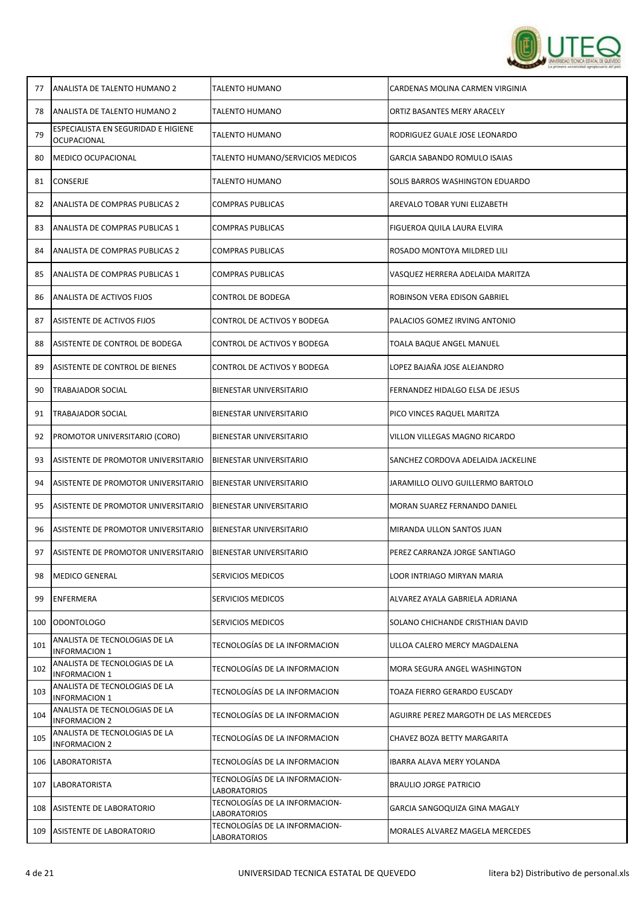| 77 | ANALISTA DE TALENTO HUMANO 2 | TALENTO HUMANO | CARDENAS MOLINA CARMEN VIRGINIA |
|---|---|---|---|
| 78 | ANALISTA DE TALENTO HUMANO 2 | TALENTO HUMANO | ORTIZ BASANTES MERY ARACELY |
| 79 | ESPECIALISTA EN SEGURIDAD E HIGIENE OCUPACIONAL | TALENTO HUMANO | RODRIGUEZ GUALE JOSE LEONARDO |
| 80 | MEDICO OCUPACIONAL | TALENTO HUMANO/SERVICIOS MEDICOS | GARCIA SABANDO ROMULO ISAIAS |
| 81 | CONSERJE | TALENTO HUMANO | SOLIS BARROS WASHINGTON EDUARDO |
| 82 | ANALISTA DE COMPRAS PUBLICAS 2 | COMPRAS PUBLICAS | AREVALO TOBAR YUNI ELIZABETH |
| 83 | ANALISTA DE COMPRAS PUBLICAS 1 | COMPRAS PUBLICAS | FIGUEROA QUILA LAURA ELVIRA |
| 84 | ANALISTA DE COMPRAS PUBLICAS 2 | COMPRAS PUBLICAS | ROSADO MONTOYA MILDRED LILI |
| 85 | ANALISTA DE COMPRAS PUBLICAS 1 | COMPRAS PUBLICAS | VASQUEZ HERRERA ADELAIDA MARITZA |
| 86 | ANALISTA DE ACTIVOS FIJOS | CONTROL DE BODEGA | ROBINSON VERA EDISON GABRIEL |
| 87 | ASISTENTE DE ACTIVOS FIJOS | CONTROL DE ACTIVOS Y BODEGA | PALACIOS GOMEZ IRVING ANTONIO |
| 88 | ASISTENTE DE CONTROL DE BODEGA | CONTROL DE ACTIVOS Y BODEGA | TOALA BAQUE ANGEL MANUEL |
| 89 | ASISTENTE DE CONTROL DE BIENES | CONTROL DE ACTIVOS Y BODEGA | LOPEZ BAJAÑA JOSE ALEJANDRO |
| 90 | TRABAJADOR SOCIAL | BIENESTAR UNIVERSITARIO | FERNANDEZ HIDALGO ELSA DE JESUS |
| 91 | TRABAJADOR SOCIAL | BIENESTAR UNIVERSITARIO | PICO VINCES RAQUEL MARITZA |
| 92 | PROMOTOR UNIVERSITARIO (CORO) | BIENESTAR UNIVERSITARIO | VILLON VILLEGAS MAGNO RICARDO |
| 93 | ASISTENTE DE PROMOTOR UNIVERSITARIO | BIENESTAR UNIVERSITARIO | SANCHEZ CORDOVA ADELAIDA JACKELINE |
| 94 | ASISTENTE DE PROMOTOR UNIVERSITARIO | BIENESTAR UNIVERSITARIO | JARAMILLO OLIVO GUILLERMO BARTOLO |
| 95 | ASISTENTE DE PROMOTOR UNIVERSITARIO | BIENESTAR UNIVERSITARIO | MORAN SUAREZ FERNANDO DANIEL |
| 96 | ASISTENTE DE PROMOTOR UNIVERSITARIO | BIENESTAR UNIVERSITARIO | MIRANDA ULLON SANTOS JUAN |
| 97 | ASISTENTE DE PROMOTOR UNIVERSITARIO | BIENESTAR UNIVERSITARIO | PEREZ CARRANZA JORGE SANTIAGO |
| 98 | MEDICO GENERAL | SERVICIOS MEDICOS | LOOR INTRIAGO MIRYAN MARIA |
| 99 | ENFERMERA | SERVICIOS MEDICOS | ALVAREZ AYALA GABRIELA ADRIANA |
| 100 | ODONTOLOGO | SERVICIOS MEDICOS | SOLANO CHICHANDE CRISTHIAN DAVID |
| 101 | ANALISTA DE TECNOLOGIAS DE LA INFORMACION 1 | TECNOLOGÍAS DE LA INFORMACION | ULLOA CALERO MERCY MAGDALENA |
| 102 | ANALISTA DE TECNOLOGIAS DE LA INFORMACION 1 | TECNOLOGÍAS DE LA INFORMACION | MORA SEGURA ANGEL WASHINGTON |
| 103 | ANALISTA DE TECNOLOGIAS DE LA INFORMACION 1 | TECNOLOGÍAS DE LA INFORMACION | TOAZA FIERRO GERARDO EUSCADY |
| 104 | ANALISTA DE TECNOLOGIAS DE LA INFORMACION 2 | TECNOLOGÍAS DE LA INFORMACION | AGUIRRE PEREZ MARGOTH DE LAS MERCEDES |
| 105 | ANALISTA DE TECNOLOGIAS DE LA INFORMACION 2 | TECNOLOGÍAS DE LA INFORMACION | CHAVEZ BOZA BETTY MARGARITA |
| 106 | LABORATORISTA | TECNOLOGÍAS DE LA INFORMACION | IBARRA ALAVA MERY YOLANDA |
| 107 | LABORATORISTA | TECNOLOGÍAS DE LA INFORMACION-LABORATORIOS | BRAULIO JORGE PATRICIO |
| 108 | ASISTENTE DE LABORATORIO | TECNOLOGÍAS DE LA INFORMACION-LABORATORIOS | GARCIA SANGOQUIZA GINA MAGALY |
| 109 | ASISTENTE DE LABORATORIO | TECNOLOGÍAS DE LA INFORMACION-LABORATORIOS | MORALES ALVAREZ MAGELA MERCEDES |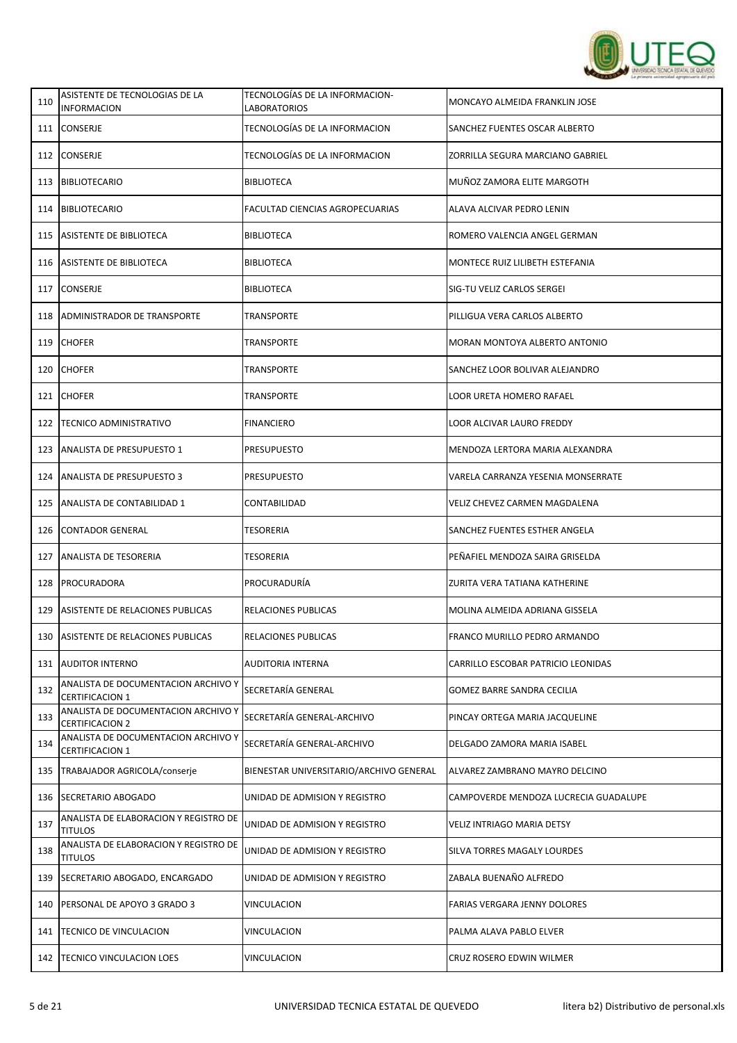| | | | |
|---|---|---|---|
| 110 | ASISTENTE DE TECNOLOGIAS DE LA INFORMACION | TECNOLOGÍAS DE LA INFORMACION-LABORATORIOS | MONCAYO ALMEIDA FRANKLIN JOSE |
| 111 | CONSERJE | TECNOLOGÍAS DE LA INFORMACION | SANCHEZ FUENTES OSCAR ALBERTO |
| 112 | CONSERJE | TECNOLOGÍAS DE LA INFORMACION | ZORRILLA SEGURA MARCIANO GABRIEL |
| 113 | BIBLIOTECARIO | BIBLIOTECA | MUÑOZ ZAMORA ELITE MARGOTH |
| 114 | BIBLIOTECARIO | FACULTAD CIENCIAS AGROPECUARIAS | ALAVA ALCIVAR PEDRO LENIN |
| 115 | ASISTENTE DE BIBLIOTECA | BIBLIOTECA | ROMERO VALENCIA ANGEL GERMAN |
| 116 | ASISTENTE DE BIBLIOTECA | BIBLIOTECA | MONTECE RUIZ LILIBETH ESTEFANIA |
| 117 | CONSERJE | BIBLIOTECA | SIG-TU VELIZ CARLOS SERGEI |
| 118 | ADMINISTRADOR DE TRANSPORTE | TRANSPORTE | PILLIGUA VERA CARLOS ALBERTO |
| 119 | CHOFER | TRANSPORTE | MORAN MONTOYA ALBERTO ANTONIO |
| 120 | CHOFER | TRANSPORTE | SANCHEZ LOOR BOLIVAR ALEJANDRO |
| 121 | CHOFER | TRANSPORTE | LOOR URETA HOMERO RAFAEL |
| 122 | TECNICO ADMINISTRATIVO | FINANCIERO | LOOR ALCIVAR LAURO FREDDY |
| 123 | ANALISTA DE PRESUPUESTO 1 | PRESUPUESTO | MENDOZA LERTORA MARIA ALEXANDRA |
| 124 | ANALISTA DE PRESUPUESTO 3 | PRESUPUESTO | VARELA CARRANZA YESENIA MONSERRATE |
| 125 | ANALISTA DE CONTABILIDAD 1 | CONTABILIDAD | VELIZ CHEVEZ CARMEN MAGDALENA |
| 126 | CONTADOR GENERAL | TESORERIA | SANCHEZ FUENTES ESTHER ANGELA |
| 127 | ANALISTA DE TESORERIA | TESORERIA | PEÑAFIEL MENDOZA SAIRA GRISELDA |
| 128 | PROCURADORA | PROCURADURÍA | ZURITA VERA TATIANA KATHERINE |
| 129 | ASISTENTE DE RELACIONES PUBLICAS | RELACIONES PUBLICAS | MOLINA ALMEIDA ADRIANA GISSELA |
| 130 | ASISTENTE DE RELACIONES PUBLICAS | RELACIONES PUBLICAS | FRANCO MURILLO PEDRO ARMANDO |
| 131 | AUDITOR INTERNO | AUDITORIA INTERNA | CARRILLO ESCOBAR PATRICIO LEONIDAS |
| 132 | ANALISTA DE DOCUMENTACION ARCHIVO Y CERTIFICACION 1 | SECRETARÍA GENERAL | GOMEZ BARRE SANDRA CECILIA |
| 133 | ANALISTA DE DOCUMENTACION ARCHIVO Y CERTIFICACION 2 | SECRETARÍA GENERAL-ARCHIVO | PINCAY ORTEGA MARIA JACQUELINE |
| 134 | ANALISTA DE DOCUMENTACION ARCHIVO Y CERTIFICACION 1 | SECRETARÍA GENERAL-ARCHIVO | DELGADO ZAMORA MARIA ISABEL |
| 135 | TRABAJADOR AGRICOLA/conserje | BIENESTAR UNIVERSITARIO/ARCHIVO GENERAL | ALVAREZ ZAMBRANO MAYRO DELCINO |
| 136 | SECRETARIO ABOGADO | UNIDAD DE ADMISION Y REGISTRO | CAMPOVERDE MENDOZA LUCRECIA GUADALUPE |
| 137 | ANALISTA DE ELABORACION Y REGISTRO DE TITULOS | UNIDAD DE ADMISION Y REGISTRO | VELIZ INTRIAGO MARIA DETSY |
| 138 | ANALISTA DE ELABORACION Y REGISTRO DE TITULOS | UNIDAD DE ADMISION Y REGISTRO | SILVA TORRES MAGALY LOURDES |
| 139 | SECRETARIO ABOGADO, ENCARGADO | UNIDAD DE ADMISION Y REGISTRO | ZABALA BUENAÑO ALFREDO |
| 140 | PERSONAL DE APOYO 3 GRADO 3 | VINCULACION | FARIAS VERGARA JENNY DOLORES |
| 141 | TECNICO DE VINCULACION | VINCULACION | PALMA ALAVA PABLO ELVER |
| 142 | TECNICO VINCULACION LOES | VINCULACION | CRUZ ROSERO EDWIN WILMER |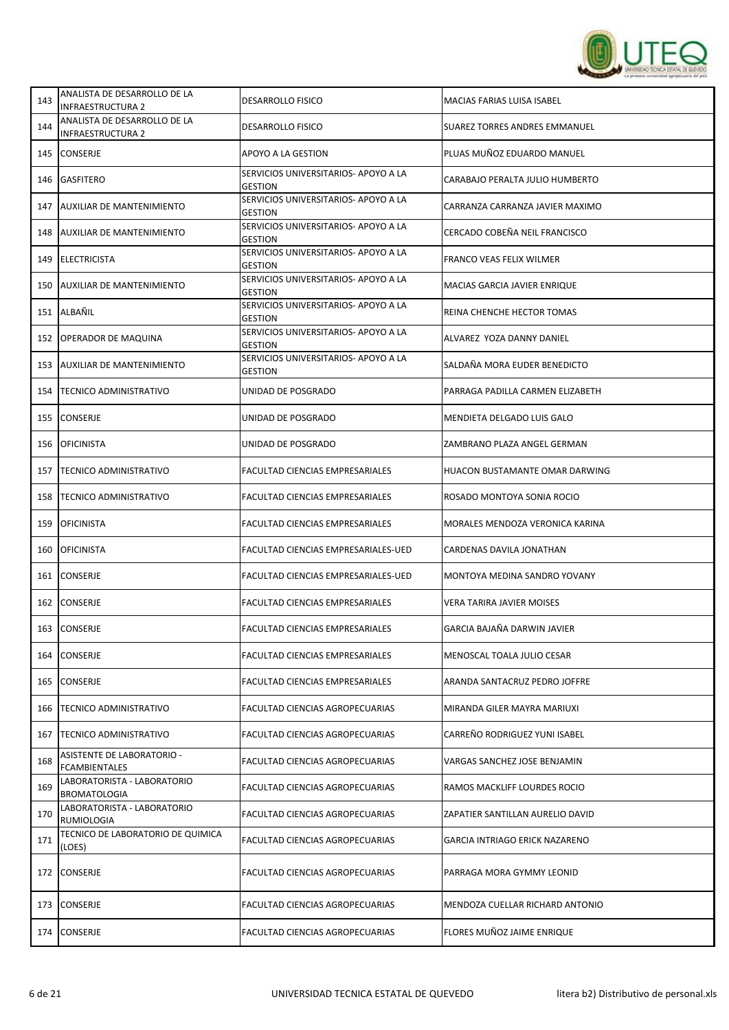| 143 | ANALISTA DE DESARROLLO DE LA INFRAESTRUCTURA 2 | DESARROLLO FISICO | MACIAS FARIAS LUISA ISABEL |
|---|---|---|---|
| 144 | ANALISTA DE DESARROLLO DE LA INFRAESTRUCTURA 2 | DESARROLLO FISICO | SUAREZ TORRES ANDRES EMMANUEL |
| 145 | CONSERJE | APOYO A LA GESTION | PLUAS MUÑOZ EDUARDO MANUEL |
| 146 | GASFITERO | SERVICIOS UNIVERSITARIOS- APOYO A LA GESTION | CARABAJO PERALTA JULIO HUMBERTO |
| 147 | AUXILIAR DE MANTENIMIENTO | SERVICIOS UNIVERSITARIOS- APOYO A LA GESTION | CARRANZA CARRANZA JAVIER MAXIMO |
| 148 | AUXILIAR DE MANTENIMIENTO | SERVICIOS UNIVERSITARIOS- APOYO A LA GESTION | CERCADO COBEÑA NEIL FRANCISCO |
| 149 | ELECTRICISTA | SERVICIOS UNIVERSITARIOS- APOYO A LA GESTION | FRANCO VEAS FELIX WILMER |
| 150 | AUXILIAR DE MANTENIMIENTO | SERVICIOS UNIVERSITARIOS- APOYO A LA GESTION | MACIAS GARCIA JAVIER ENRIQUE |
| 151 | ALBAÑIL | SERVICIOS UNIVERSITARIOS- APOYO A LA GESTION | REINA CHENCHE HECTOR TOMAS |
| 152 | OPERADOR DE MAQUINA | SERVICIOS UNIVERSITARIOS- APOYO A LA GESTION | ALVAREZ YOZA DANNY DANIEL |
| 153 | AUXILIAR DE MANTENIMIENTO | SERVICIOS UNIVERSITARIOS- APOYO A LA GESTION | SALDAÑA MORA EUDER BENEDICTO |
| 154 | TECNICO ADMINISTRATIVO | UNIDAD DE POSGRADO | PARRAGA PADILLA CARMEN ELIZABETH |
| 155 | CONSERJE | UNIDAD DE POSGRADO | MENDIETA DELGADO LUIS GALO |
| 156 | OFICINISTA | UNIDAD DE POSGRADO | ZAMBRANO PLAZA ANGEL GERMAN |
| 157 | TECNICO ADMINISTRATIVO | FACULTAD CIENCIAS EMPRESARIALES | HUACON BUSTAMANTE OMAR DARWING |
| 158 | TECNICO ADMINISTRATIVO | FACULTAD CIENCIAS EMPRESARIALES | ROSADO MONTOYA SONIA ROCIO |
| 159 | OFICINISTA | FACULTAD CIENCIAS EMPRESARIALES | MORALES MENDOZA VERONICA KARINA |
| 160 | OFICINISTA | FACULTAD CIENCIAS EMPRESARIALES-UED | CARDENAS DAVILA JONATHAN |
| 161 | CONSERJE | FACULTAD CIENCIAS EMPRESARIALES-UED | MONTOYA MEDINA SANDRO YOVANY |
| 162 | CONSERJE | FACULTAD CIENCIAS EMPRESARIALES | VERA TARIRA JAVIER MOISES |
| 163 | CONSERJE | FACULTAD CIENCIAS EMPRESARIALES | GARCIA BAJAÑA DARWIN JAVIER |
| 164 | CONSERJE | FACULTAD CIENCIAS EMPRESARIALES | MENOSCAL TOALA JULIO CESAR |
| 165 | CONSERJE | FACULTAD CIENCIAS EMPRESARIALES | ARANDA SANTACRUZ PEDRO JOFFRE |
| 166 | TECNICO ADMINISTRATIVO | FACULTAD CIENCIAS AGROPECUARIAS | MIRANDA GILER MAYRA MARIUXI |
| 167 | TECNICO ADMINISTRATIVO | FACULTAD CIENCIAS AGROPECUARIAS | CARREÑO RODRIGUEZ YUNI ISABEL |
| 168 | ASISTENTE DE LABORATORIO - FCAMBIENTALES | FACULTAD CIENCIAS AGROPECUARIAS | VARGAS SANCHEZ JOSE BENJAMIN |
| 169 | LABORATORISTA - LABORATORIO BROMATOLOGIA | FACULTAD CIENCIAS AGROPECUARIAS | RAMOS MACKLIFF LOURDES ROCIO |
| 170 | LABORATORISTA - LABORATORIO RUMIOLOGIA | FACULTAD CIENCIAS AGROPECUARIAS | ZAPATIER SANTILLAN AURELIO DAVID |
| 171 | TECNICO DE LABORATORIO DE QUIMICA (LOES) | FACULTAD CIENCIAS AGROPECUARIAS | GARCIA INTRIAGO ERICK NAZARENO |
| 172 | CONSERJE | FACULTAD CIENCIAS AGROPECUARIAS | PARRAGA MORA GYMMY LEONID |
| 173 | CONSERJE | FACULTAD CIENCIAS AGROPECUARIAS | MENDOZA CUELLAR RICHARD ANTONIO |
| 174 | CONSERJE | FACULTAD CIENCIAS AGROPECUARIAS | FLORES MUÑOZ JAIME ENRIQUE |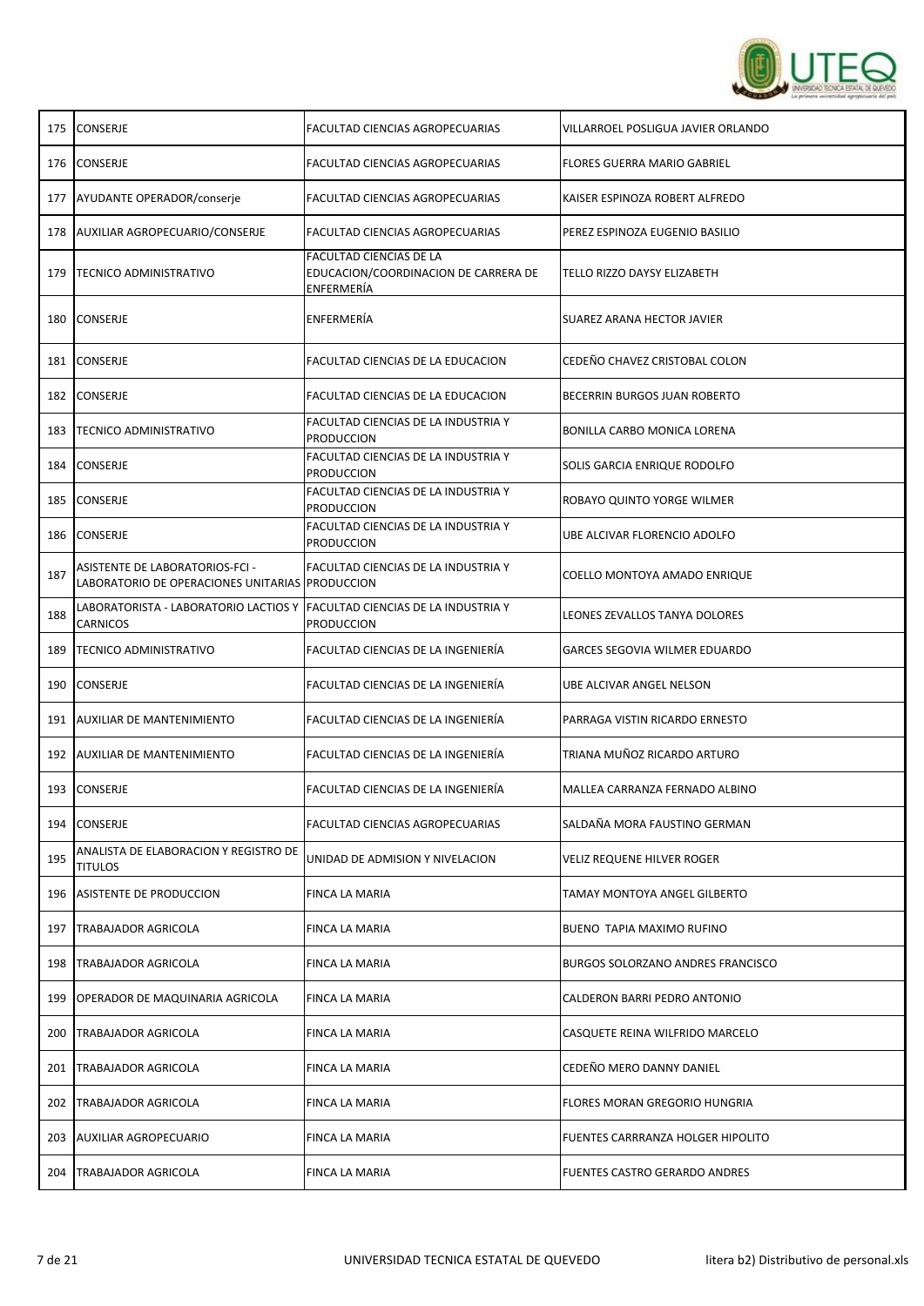| | | | |
|---|---|---|---|
| 175 | CONSERJE | FACULTAD CIENCIAS AGROPECUARIAS | VILLARROEL POSLIGUA JAVIER ORLANDO |
| 176 | CONSERJE | FACULTAD CIENCIAS AGROPECUARIAS | FLORES GUERRA MARIO GABRIEL |
| 177 | AYUDANTE OPERADOR/conserje | FACULTAD CIENCIAS AGROPECUARIAS | KAISER ESPINOZA ROBERT ALFREDO |
| 178 | AUXILIAR AGROPECUARIO/CONSERJE | FACULTAD CIENCIAS AGROPECUARIAS | PEREZ ESPINOZA EUGENIO BASILIO |
| 179 | TECNICO ADMINISTRATIVO | FACULTAD CIENCIAS DE LA EDUCACION/COORDINACION DE CARRERA DE ENFERMERÍA | TELLO RIZZO DAYSY ELIZABETH |
| 180 | CONSERJE | ENFERMERÍA | SUAREZ ARANA HECTOR JAVIER |
| 181 | CONSERJE | FACULTAD CIENCIAS DE LA EDUCACION | CEDEÑO CHAVEZ CRISTOBAL COLON |
| 182 | CONSERJE | FACULTAD CIENCIAS DE LA EDUCACION | BECERRIN BURGOS JUAN ROBERTO |
| 183 | TECNICO ADMINISTRATIVO | FACULTAD CIENCIAS DE LA INDUSTRIA Y PRODUCCION | BONILLA CARBO MONICA LORENA |
| 184 | CONSERJE | FACULTAD CIENCIAS DE LA INDUSTRIA Y PRODUCCION | SOLIS GARCIA ENRIQUE RODOLFO |
| 185 | CONSERJE | FACULTAD CIENCIAS DE LA INDUSTRIA Y PRODUCCION | ROBAYO QUINTO YORGE WILMER |
| 186 | CONSERJE | FACULTAD CIENCIAS DE LA INDUSTRIA Y PRODUCCION | UBE ALCIVAR FLORENCIO ADOLFO |
| 187 | ASISTENTE DE LABORATORIOS-FCI - LABORATORIO DE OPERACIONES UNITARIAS | FACULTAD CIENCIAS DE LA INDUSTRIA Y PRODUCCION | COELLO MONTOYA AMADO ENRIQUE |
| 188 | LABORATORISTA - LABORATORIO LACTIOS Y CARNICOS | FACULTAD CIENCIAS DE LA INDUSTRIA Y PRODUCCION | LEONES ZEVALLOS TANYA DOLORES |
| 189 | TECNICO ADMINISTRATIVO | FACULTAD CIENCIAS DE LA INGENIERÍA | GARCES SEGOVIA WILMER EDUARDO |
| 190 | CONSERJE | FACULTAD CIENCIAS DE LA INGENIERÍA | UBE ALCIVAR ANGEL NELSON |
| 191 | AUXILIAR DE MANTENIMIENTO | FACULTAD CIENCIAS DE LA INGENIERÍA | PARRAGA VISTIN RICARDO ERNESTO |
| 192 | AUXILIAR DE MANTENIMIENTO | FACULTAD CIENCIAS DE LA INGENIERÍA | TRIANA MUÑOZ RICARDO ARTURO |
| 193 | CONSERJE | FACULTAD CIENCIAS DE LA INGENIERÍA | MALLEA CARRANZA FERNADO ALBINO |
| 194 | CONSERJE | FACULTAD CIENCIAS AGROPECUARIAS | SALDAÑA MORA FAUSTINO GERMAN |
| 195 | ANALISTA DE ELABORACION Y REGISTRO DE TITULOS | UNIDAD DE ADMISION Y NIVELACION | VELIZ REQUENE HILVER ROGER |
| 196 | ASISTENTE DE PRODUCCION | FINCA LA MARIA | TAMAY MONTOYA ANGEL GILBERTO |
| 197 | TRABAJADOR AGRICOLA | FINCA LA MARIA | BUENO TAPIA MAXIMO RUFINO |
| 198 | TRABAJADOR AGRICOLA | FINCA LA MARIA | BURGOS SOLORZANO ANDRES FRANCISCO |
| 199 | OPERADOR DE MAQUINARIA AGRICOLA | FINCA LA MARIA | CALDERON BARRI PEDRO ANTONIO |
| 200 | TRABAJADOR AGRICOLA | FINCA LA MARIA | CASQUETE REINA WILFRIDO MARCELO |
| 201 | TRABAJADOR AGRICOLA | FINCA LA MARIA | CEDEÑO MERO DANNY DANIEL |
| 202 | TRABAJADOR AGRICOLA | FINCA LA MARIA | FLORES MORAN GREGORIO HUNGRIA |
| 203 | AUXILIAR AGROPECUARIO | FINCA LA MARIA | FUENTES CARRRANZA HOLGER HIPOLITO |
| 204 | TRABAJADOR AGRICOLA | FINCA LA MARIA | FUENTES CASTRO GERARDO ANDRES |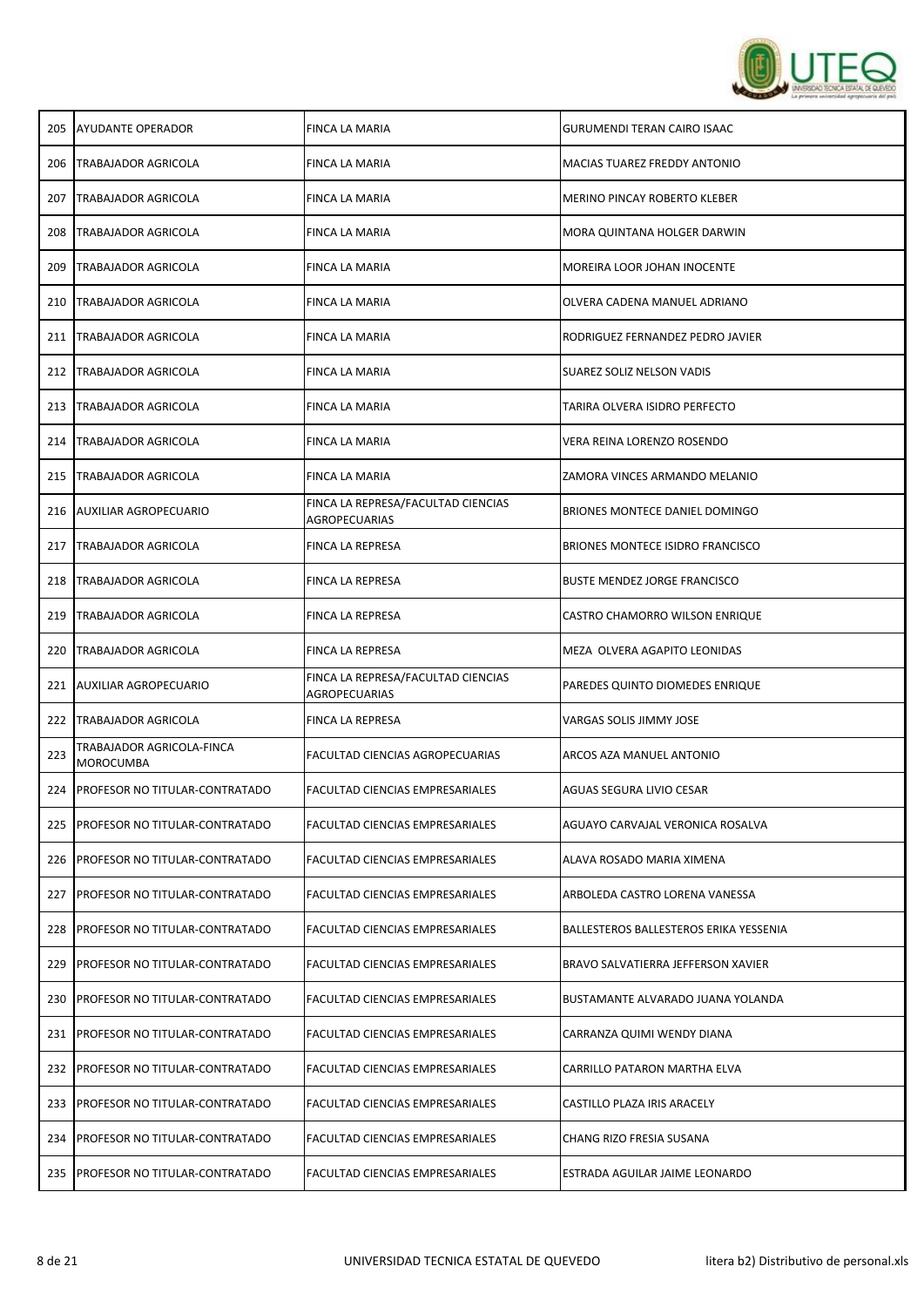| | | | |
|---|---|---|---|
| 205 | AYUDANTE OPERADOR | FINCA LA MARIA | GURUMENDI TERAN CAIRO ISAAC |
| 206 | TRABAJADOR AGRICOLA | FINCA LA MARIA | MACIAS TUAREZ FREDDY ANTONIO |
| 207 | TRABAJADOR AGRICOLA | FINCA LA MARIA | MERINO PINCAY ROBERTO KLEBER |
| 208 | TRABAJADOR AGRICOLA | FINCA LA MARIA | MORA QUINTANA HOLGER DARWIN |
| 209 | TRABAJADOR AGRICOLA | FINCA LA MARIA | MOREIRA LOOR JOHAN INOCENTE |
| 210 | TRABAJADOR AGRICOLA | FINCA LA MARIA | OLVERA CADENA MANUEL ADRIANO |
| 211 | TRABAJADOR AGRICOLA | FINCA LA MARIA | RODRIGUEZ FERNANDEZ PEDRO JAVIER |
| 212 | TRABAJADOR AGRICOLA | FINCA LA MARIA | SUAREZ SOLIZ NELSON VADIS |
| 213 | TRABAJADOR AGRICOLA | FINCA LA MARIA | TARIRA OLVERA ISIDRO PERFECTO |
| 214 | TRABAJADOR AGRICOLA | FINCA LA MARIA | VERA REINA LORENZO ROSENDO |
| 215 | TRABAJADOR AGRICOLA | FINCA LA MARIA | ZAMORA VINCES ARMANDO MELANIO |
| 216 | AUXILIAR AGROPECUARIO | FINCA LA REPRESA/FACULTAD CIENCIAS AGROPECUARIAS | BRIONES MONTECE DANIEL DOMINGO |
| 217 | TRABAJADOR AGRICOLA | FINCA LA REPRESA | BRIONES MONTECE ISIDRO FRANCISCO |
| 218 | TRABAJADOR AGRICOLA | FINCA LA REPRESA | BUSTE MENDEZ JORGE FRANCISCO |
| 219 | TRABAJADOR AGRICOLA | FINCA LA REPRESA | CASTRO CHAMORRO WILSON ENRIQUE |
| 220 | TRABAJADOR AGRICOLA | FINCA LA REPRESA | MEZA OLVERA AGAPITO LEONIDAS |
| 221 | AUXILIAR AGROPECUARIO | FINCA LA REPRESA/FACULTAD CIENCIAS AGROPECUARIAS | PAREDES QUINTO DIOMEDES ENRIQUE |
| 222 | TRABAJADOR AGRICOLA | FINCA LA REPRESA | VARGAS SOLIS JIMMY JOSE |
| 223 | TRABAJADOR AGRICOLA-FINCA MOROCUMBA | FACULTAD CIENCIAS AGROPECUARIAS | ARCOS AZA MANUEL ANTONIO |
| 224 | PROFESOR NO TITULAR-CONTRATADO | FACULTAD CIENCIAS EMPRESARIALES | AGUAS SEGURA LIVIO CESAR |
| 225 | PROFESOR NO TITULAR-CONTRATADO | FACULTAD CIENCIAS EMPRESARIALES | AGUAYO CARVAJAL VERONICA ROSALVA |
| 226 | PROFESOR NO TITULAR-CONTRATADO | FACULTAD CIENCIAS EMPRESARIALES | ALAVA ROSADO MARIA XIMENA |
| 227 | PROFESOR NO TITULAR-CONTRATADO | FACULTAD CIENCIAS EMPRESARIALES | ARBOLEDA CASTRO LORENA VANESSA |
| 228 | PROFESOR NO TITULAR-CONTRATADO | FACULTAD CIENCIAS EMPRESARIALES | BALLESTEROS BALLESTEROS ERIKA YESSENIA |
| 229 | PROFESOR NO TITULAR-CONTRATADO | FACULTAD CIENCIAS EMPRESARIALES | BRAVO SALVATIERRA JEFFERSON XAVIER |
| 230 | PROFESOR NO TITULAR-CONTRATADO | FACULTAD CIENCIAS EMPRESARIALES | BUSTAMANTE ALVARADO JUANA YOLANDA |
| 231 | PROFESOR NO TITULAR-CONTRATADO | FACULTAD CIENCIAS EMPRESARIALES | CARRANZA QUIMI WENDY DIANA |
| 232 | PROFESOR NO TITULAR-CONTRATADO | FACULTAD CIENCIAS EMPRESARIALES | CARRILLO PATARON MARTHA ELVA |
| 233 | PROFESOR NO TITULAR-CONTRATADO | FACULTAD CIENCIAS EMPRESARIALES | CASTILLO PLAZA IRIS ARACELY |
| 234 | PROFESOR NO TITULAR-CONTRATADO | FACULTAD CIENCIAS EMPRESARIALES | CHANG RIZO FRESIA SUSANA |
| 235 | PROFESOR NO TITULAR-CONTRATADO | FACULTAD CIENCIAS EMPRESARIALES | ESTRADA AGUILAR JAIME LEONARDO |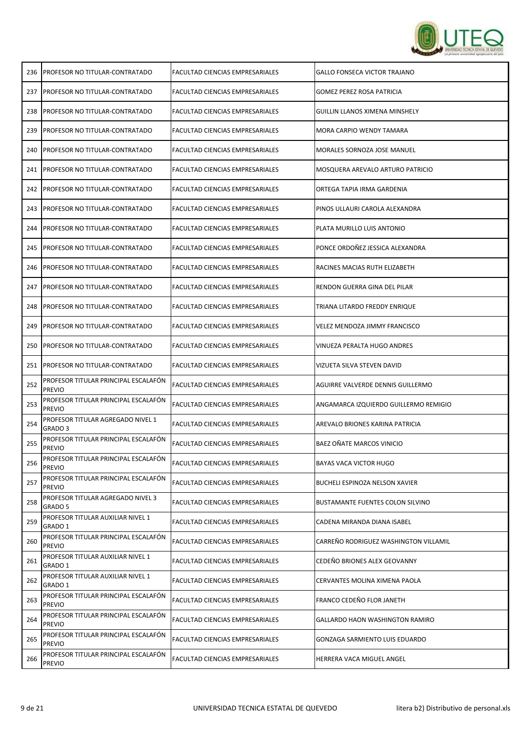| | | | |
|---|---|---|---|
| 236 | PROFESOR NO TITULAR-CONTRATADO | FACULTAD CIENCIAS EMPRESARIALES | GALLO FONSECA VICTOR TRAJANO |
| 237 | PROFESOR NO TITULAR-CONTRATADO | FACULTAD CIENCIAS EMPRESARIALES | GOMEZ PEREZ ROSA PATRICIA |
| 238 | PROFESOR NO TITULAR-CONTRATADO | FACULTAD CIENCIAS EMPRESARIALES | GUILLIN LLANOS XIMENA MINSHELY |
| 239 | PROFESOR NO TITULAR-CONTRATADO | FACULTAD CIENCIAS EMPRESARIALES | MORA CARPIO WENDY TAMARA |
| 240 | PROFESOR NO TITULAR-CONTRATADO | FACULTAD CIENCIAS EMPRESARIALES | MORALES SORNOZA JOSE MANUEL |
| 241 | PROFESOR NO TITULAR-CONTRATADO | FACULTAD CIENCIAS EMPRESARIALES | MOSQUERA AREVALO ARTURO PATRICIO |
| 242 | PROFESOR NO TITULAR-CONTRATADO | FACULTAD CIENCIAS EMPRESARIALES | ORTEGA TAPIA IRMA GARDENIA |
| 243 | PROFESOR NO TITULAR-CONTRATADO | FACULTAD CIENCIAS EMPRESARIALES | PINOS ULLAURI CAROLA ALEXANDRA |
| 244 | PROFESOR NO TITULAR-CONTRATADO | FACULTAD CIENCIAS EMPRESARIALES | PLATA MURILLO LUIS ANTONIO |
| 245 | PROFESOR NO TITULAR-CONTRATADO | FACULTAD CIENCIAS EMPRESARIALES | PONCE ORDOÑEZ JESSICA ALEXANDRA |
| 246 | PROFESOR NO TITULAR-CONTRATADO | FACULTAD CIENCIAS EMPRESARIALES | RACINES MACIAS RUTH ELIZABETH |
| 247 | PROFESOR NO TITULAR-CONTRATADO | FACULTAD CIENCIAS EMPRESARIALES | RENDON GUERRA GINA DEL PILAR |
| 248 | PROFESOR NO TITULAR-CONTRATADO | FACULTAD CIENCIAS EMPRESARIALES | TRIANA LITARDO FREDDY ENRIQUE |
| 249 | PROFESOR NO TITULAR-CONTRATADO | FACULTAD CIENCIAS EMPRESARIALES | VELEZ MENDOZA JIMMY FRANCISCO |
| 250 | PROFESOR NO TITULAR-CONTRATADO | FACULTAD CIENCIAS EMPRESARIALES | VINUEZA PERALTA HUGO ANDRES |
| 251 | PROFESOR NO TITULAR-CONTRATADO | FACULTAD CIENCIAS EMPRESARIALES | VIZUETA SILVA STEVEN DAVID |
| 252 | PROFESOR TITULAR PRINCIPAL ESCALAFÓN PREVIO | FACULTAD CIENCIAS EMPRESARIALES | AGUIRRE VALVERDE DENNIS GUILLERMO |
| 253 | PROFESOR TITULAR PRINCIPAL ESCALAFÓN PREVIO | FACULTAD CIENCIAS EMPRESARIALES | ANGAMARCA IZQUIERDO GUILLERMO REMIGIO |
| 254 | PROFESOR TITULAR AGREGADO NIVEL 1 GRADO 3 | FACULTAD CIENCIAS EMPRESARIALES | AREVALO BRIONES KARINA PATRICIA |
| 255 | PROFESOR TITULAR PRINCIPAL ESCALAFÓN PREVIO | FACULTAD CIENCIAS EMPRESARIALES | BAEZ OÑATE MARCOS VINICIO |
| 256 | PROFESOR TITULAR PRINCIPAL ESCALAFÓN PREVIO | FACULTAD CIENCIAS EMPRESARIALES | BAYAS VACA VICTOR HUGO |
| 257 | PROFESOR TITULAR PRINCIPAL ESCALAFÓN PREVIO | FACULTAD CIENCIAS EMPRESARIALES | BUCHELI ESPINOZA NELSON XAVIER |
| 258 | PROFESOR TITULAR AGREGADO NIVEL 3 GRADO 5 | FACULTAD CIENCIAS EMPRESARIALES | BUSTAMANTE FUENTES COLON SILVINO |
| 259 | PROFESOR TITULAR AUXILIAR NIVEL 1 GRADO 1 | FACULTAD CIENCIAS EMPRESARIALES | CADENA MIRANDA DIANA ISABEL |
| 260 | PROFESOR TITULAR PRINCIPAL ESCALAFÓN PREVIO | FACULTAD CIENCIAS EMPRESARIALES | CARREÑO RODRIGUEZ WASHINGTON VILLAMIL |
| 261 | PROFESOR TITULAR AUXILIAR NIVEL 1 GRADO 1 | FACULTAD CIENCIAS EMPRESARIALES | CEDEÑO BRIONES ALEX GEOVANNY |
| 262 | PROFESOR TITULAR AUXILIAR NIVEL 1 GRADO 1 | FACULTAD CIENCIAS EMPRESARIALES | CERVANTES MOLINA XIMENA PAOLA |
| 263 | PROFESOR TITULAR PRINCIPAL ESCALAFÓN PREVIO | FACULTAD CIENCIAS EMPRESARIALES | FRANCO CEDEÑO FLOR JANETH |
| 264 | PROFESOR TITULAR PRINCIPAL ESCALAFÓN PREVIO | FACULTAD CIENCIAS EMPRESARIALES | GALLARDO HAON WASHINGTON RAMIRO |
| 265 | PROFESOR TITULAR PRINCIPAL ESCALAFÓN PREVIO | FACULTAD CIENCIAS EMPRESARIALES | GONZAGA SARMIENTO LUIS EDUARDO |
| 266 | PROFESOR TITULAR PRINCIPAL ESCALAFÓN PREVIO | FACULTAD CIENCIAS EMPRESARIALES | HERRERA VACA MIGUEL ANGEL |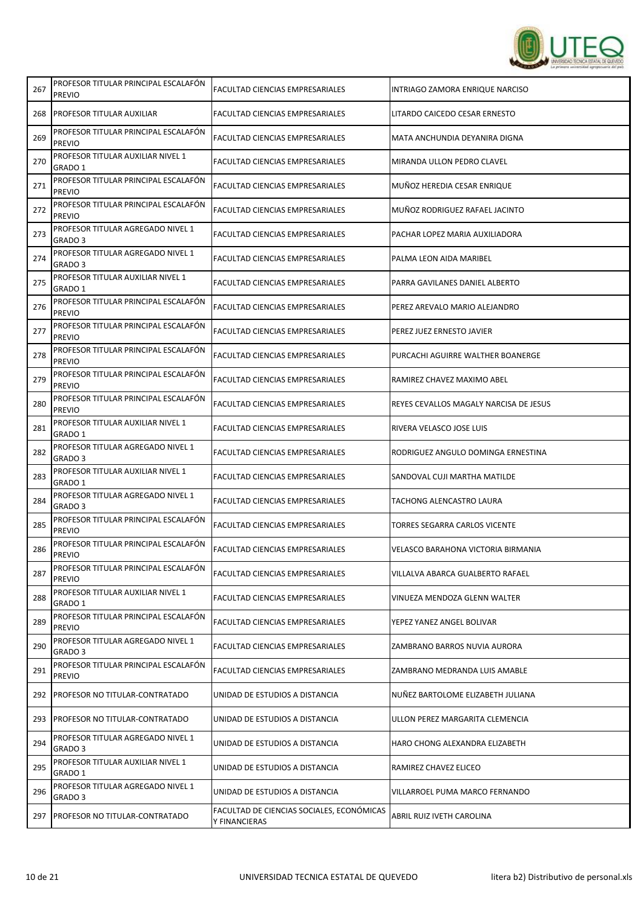| | | | |
|---|---|---|---|
| 267 | PROFESOR TITULAR PRINCIPAL ESCALAFÓN PREVIO | FACULTAD CIENCIAS EMPRESARIALES | INTRIAGO ZAMORA ENRIQUE NARCISO |
| 268 | PROFESOR TITULAR AUXILIAR | FACULTAD CIENCIAS EMPRESARIALES | LITARDO CAICEDO CESAR ERNESTO |
| 269 | PROFESOR TITULAR PRINCIPAL ESCALAFÓN PREVIO | FACULTAD CIENCIAS EMPRESARIALES | MATA ANCHUNDIA DEYANIRA DIGNA |
| 270 | PROFESOR TITULAR AUXILIAR NIVEL 1 GRADO 1 | FACULTAD CIENCIAS EMPRESARIALES | MIRANDA ULLON PEDRO CLAVEL |
| 271 | PROFESOR TITULAR PRINCIPAL ESCALAFÓN PREVIO | FACULTAD CIENCIAS EMPRESARIALES | MUÑOZ HEREDIA CESAR ENRIQUE |
| 272 | PROFESOR TITULAR PRINCIPAL ESCALAFÓN PREVIO | FACULTAD CIENCIAS EMPRESARIALES | MUÑOZ RODRIGUEZ RAFAEL JACINTO |
| 273 | PROFESOR TITULAR AGREGADO NIVEL 1 GRADO 3 | FACULTAD CIENCIAS EMPRESARIALES | PACHAR LOPEZ MARIA AUXILIADORA |
| 274 | PROFESOR TITULAR AGREGADO NIVEL 1 GRADO 3 | FACULTAD CIENCIAS EMPRESARIALES | PALMA LEON AIDA MARIBEL |
| 275 | PROFESOR TITULAR AUXILIAR NIVEL 1 GRADO 1 | FACULTAD CIENCIAS EMPRESARIALES | PARRA GAVILANES DANIEL ALBERTO |
| 276 | PROFESOR TITULAR PRINCIPAL ESCALAFÓN PREVIO | FACULTAD CIENCIAS EMPRESARIALES | PEREZ AREVALO MARIO ALEJANDRO |
| 277 | PROFESOR TITULAR PRINCIPAL ESCALAFÓN PREVIO | FACULTAD CIENCIAS EMPRESARIALES | PEREZ JUEZ ERNESTO JAVIER |
| 278 | PROFESOR TITULAR PRINCIPAL ESCALAFÓN PREVIO | FACULTAD CIENCIAS EMPRESARIALES | PURCACHI AGUIRRE WALTHER BOANERGE |
| 279 | PROFESOR TITULAR PRINCIPAL ESCALAFÓN PREVIO | FACULTAD CIENCIAS EMPRESARIALES | RAMIREZ CHAVEZ MAXIMO ABEL |
| 280 | PROFESOR TITULAR PRINCIPAL ESCALAFÓN PREVIO | FACULTAD CIENCIAS EMPRESARIALES | REYES CEVALLOS MAGALY NARCISA DE JESUS |
| 281 | PROFESOR TITULAR AUXILIAR NIVEL 1 GRADO 1 | FACULTAD CIENCIAS EMPRESARIALES | RIVERA VELASCO JOSE LUIS |
| 282 | PROFESOR TITULAR AGREGADO NIVEL 1 GRADO 3 | FACULTAD CIENCIAS EMPRESARIALES | RODRIGUEZ ANGULO DOMINGA ERNESTINA |
| 283 | PROFESOR TITULAR AUXILIAR NIVEL 1 GRADO 1 | FACULTAD CIENCIAS EMPRESARIALES | SANDOVAL CUJI MARTHA MATILDE |
| 284 | PROFESOR TITULAR AGREGADO NIVEL 1 GRADO 3 | FACULTAD CIENCIAS EMPRESARIALES | TACHONG ALENCASTRO LAURA |
| 285 | PROFESOR TITULAR PRINCIPAL ESCALAFÓN PREVIO | FACULTAD CIENCIAS EMPRESARIALES | TORRES SEGARRA CARLOS VICENTE |
| 286 | PROFESOR TITULAR PRINCIPAL ESCALAFÓN PREVIO | FACULTAD CIENCIAS EMPRESARIALES | VELASCO BARAHONA VICTORIA BIRMANIA |
| 287 | PROFESOR TITULAR PRINCIPAL ESCALAFÓN PREVIO | FACULTAD CIENCIAS EMPRESARIALES | VILLALVA ABARCA GUALBERTO RAFAEL |
| 288 | PROFESOR TITULAR AUXILIAR NIVEL 1 GRADO 1 | FACULTAD CIENCIAS EMPRESARIALES | VINUEZA MENDOZA GLENN WALTER |
| 289 | PROFESOR TITULAR PRINCIPAL ESCALAFÓN PREVIO | FACULTAD CIENCIAS EMPRESARIALES | YEPEZ YANEZ ANGEL BOLIVAR |
| 290 | PROFESOR TITULAR AGREGADO NIVEL 1 GRADO 3 | FACULTAD CIENCIAS EMPRESARIALES | ZAMBRANO BARROS NUVIA AURORA |
| 291 | PROFESOR TITULAR PRINCIPAL ESCALAFÓN PREVIO | FACULTAD CIENCIAS EMPRESARIALES | ZAMBRANO MEDRANDA LUIS AMABLE |
| 292 | PROFESOR NO TITULAR-CONTRATADO | UNIDAD DE ESTUDIOS A DISTANCIA | NUÑEZ BARTOLOME ELIZABETH JULIANA |
| 293 | PROFESOR NO TITULAR-CONTRATADO | UNIDAD DE ESTUDIOS A DISTANCIA | ULLON PEREZ MARGARITA CLEMENCIA |
| 294 | PROFESOR TITULAR AGREGADO NIVEL 1 GRADO 3 | UNIDAD DE ESTUDIOS A DISTANCIA | HARO CHONG ALEXANDRA ELIZABETH |
| 295 | PROFESOR TITULAR AUXILIAR NIVEL 1 GRADO 1 | UNIDAD DE ESTUDIOS A DISTANCIA | RAMIREZ CHAVEZ ELICEO |
| 296 | PROFESOR TITULAR AGREGADO NIVEL 1 GRADO 3 | UNIDAD DE ESTUDIOS A DISTANCIA | VILLARROEL PUMA MARCO FERNANDO |
| 297 | PROFESOR NO TITULAR-CONTRATADO | FACULTAD DE CIENCIAS SOCIALES, ECONÓMICAS Y FINANCIERAS | ABRIL RUIZ IVETH CAROLINA |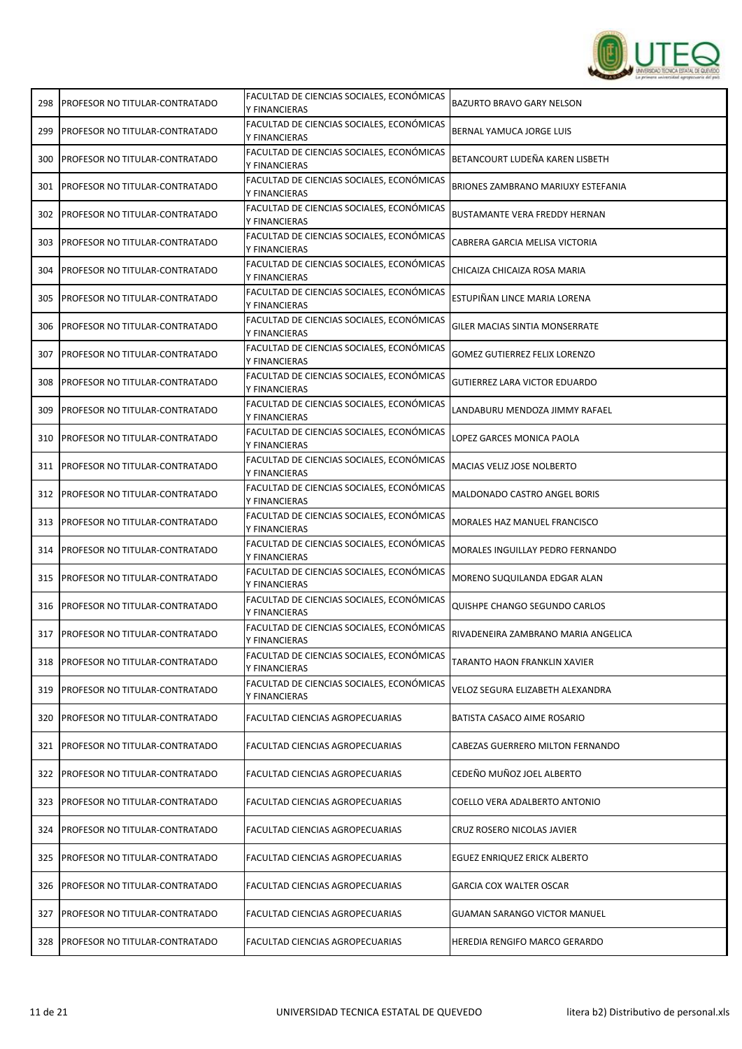| | | | |
|---|---|---|---|
| 298 | PROFESOR NO TITULAR-CONTRATADO | FACULTAD DE CIENCIAS SOCIALES, ECONÓMICAS Y FINANCIERAS | BAZURTO BRAVO GARY NELSON |
| 299 | PROFESOR NO TITULAR-CONTRATADO | FACULTAD DE CIENCIAS SOCIALES, ECONÓMICAS Y FINANCIERAS | BERNAL YAMUCA JORGE LUIS |
| 300 | PROFESOR NO TITULAR-CONTRATADO | FACULTAD DE CIENCIAS SOCIALES, ECONÓMICAS Y FINANCIERAS | BETANCOURT LUDEÑA KAREN LISBETH |
| 301 | PROFESOR NO TITULAR-CONTRATADO | FACULTAD DE CIENCIAS SOCIALES, ECONÓMICAS Y FINANCIERAS | BRIONES ZAMBRANO MARIUXY ESTEFANIA |
| 302 | PROFESOR NO TITULAR-CONTRATADO | FACULTAD DE CIENCIAS SOCIALES, ECONÓMICAS Y FINANCIERAS | BUSTAMANTE VERA FREDDY HERNAN |
| 303 | PROFESOR NO TITULAR-CONTRATADO | FACULTAD DE CIENCIAS SOCIALES, ECONÓMICAS Y FINANCIERAS | CABRERA GARCIA MELISA VICTORIA |
| 304 | PROFESOR NO TITULAR-CONTRATADO | FACULTAD DE CIENCIAS SOCIALES, ECONÓMICAS Y FINANCIERAS | CHICAIZA CHICAIZA ROSA MARIA |
| 305 | PROFESOR NO TITULAR-CONTRATADO | FACULTAD DE CIENCIAS SOCIALES, ECONÓMICAS Y FINANCIERAS | ESTUPIÑAN LINCE MARIA LORENA |
| 306 | PROFESOR NO TITULAR-CONTRATADO | FACULTAD DE CIENCIAS SOCIALES, ECONÓMICAS Y FINANCIERAS | GILER MACIAS SINTIA MONSERRATE |
| 307 | PROFESOR NO TITULAR-CONTRATADO | FACULTAD DE CIENCIAS SOCIALES, ECONÓMICAS Y FINANCIERAS | GOMEZ GUTIERREZ FELIX LORENZO |
| 308 | PROFESOR NO TITULAR-CONTRATADO | FACULTAD DE CIENCIAS SOCIALES, ECONÓMICAS Y FINANCIERAS | GUTIERREZ LARA VICTOR EDUARDO |
| 309 | PROFESOR NO TITULAR-CONTRATADO | FACULTAD DE CIENCIAS SOCIALES, ECONÓMICAS Y FINANCIERAS | LANDABURU MENDOZA JIMMY RAFAEL |
| 310 | PROFESOR NO TITULAR-CONTRATADO | FACULTAD DE CIENCIAS SOCIALES, ECONÓMICAS Y FINANCIERAS | LOPEZ GARCES MONICA PAOLA |
| 311 | PROFESOR NO TITULAR-CONTRATADO | FACULTAD DE CIENCIAS SOCIALES, ECONÓMICAS Y FINANCIERAS | MACIAS VELIZ JOSE NOLBERTO |
| 312 | PROFESOR NO TITULAR-CONTRATADO | FACULTAD DE CIENCIAS SOCIALES, ECONÓMICAS Y FINANCIERAS | MALDONADO CASTRO ANGEL BORIS |
| 313 | PROFESOR NO TITULAR-CONTRATADO | FACULTAD DE CIENCIAS SOCIALES, ECONÓMICAS Y FINANCIERAS | MORALES HAZ MANUEL FRANCISCO |
| 314 | PROFESOR NO TITULAR-CONTRATADO | FACULTAD DE CIENCIAS SOCIALES, ECONÓMICAS Y FINANCIERAS | MORALES INGUILLAY PEDRO FERNANDO |
| 315 | PROFESOR NO TITULAR-CONTRATADO | FACULTAD DE CIENCIAS SOCIALES, ECONÓMICAS Y FINANCIERAS | MORENO SUQUILANDA EDGAR ALAN |
| 316 | PROFESOR NO TITULAR-CONTRATADO | FACULTAD DE CIENCIAS SOCIALES, ECONÓMICAS Y FINANCIERAS | QUISHPE CHANGO SEGUNDO CARLOS |
| 317 | PROFESOR NO TITULAR-CONTRATADO | FACULTAD DE CIENCIAS SOCIALES, ECONÓMICAS Y FINANCIERAS | RIVADENEIRA ZAMBRANO MARIA ANGELICA |
| 318 | PROFESOR NO TITULAR-CONTRATADO | FACULTAD DE CIENCIAS SOCIALES, ECONÓMICAS Y FINANCIERAS | TARANTO HAON FRANKLIN XAVIER |
| 319 | PROFESOR NO TITULAR-CONTRATADO | FACULTAD DE CIENCIAS SOCIALES, ECONÓMICAS Y FINANCIERAS | VELOZ SEGURA ELIZABETH ALEXANDRA |
| 320 | PROFESOR NO TITULAR-CONTRATADO | FACULTAD CIENCIAS AGROPECUARIAS | BATISTA CASACO AIME ROSARIO |
| 321 | PROFESOR NO TITULAR-CONTRATADO | FACULTAD CIENCIAS AGROPECUARIAS | CABEZAS GUERRERO MILTON FERNANDO |
| 322 | PROFESOR NO TITULAR-CONTRATADO | FACULTAD CIENCIAS AGROPECUARIAS | CEDEÑO MUÑOZ JOEL ALBERTO |
| 323 | PROFESOR NO TITULAR-CONTRATADO | FACULTAD CIENCIAS AGROPECUARIAS | COELLO VERA ADALBERTO ANTONIO |
| 324 | PROFESOR NO TITULAR-CONTRATADO | FACULTAD CIENCIAS AGROPECUARIAS | CRUZ ROSERO NICOLAS JAVIER |
| 325 | PROFESOR NO TITULAR-CONTRATADO | FACULTAD CIENCIAS AGROPECUARIAS | EGUEZ ENRIQUEZ ERICK ALBERTO |
| 326 | PROFESOR NO TITULAR-CONTRATADO | FACULTAD CIENCIAS AGROPECUARIAS | GARCIA COX WALTER OSCAR |
| 327 | PROFESOR NO TITULAR-CONTRATADO | FACULTAD CIENCIAS AGROPECUARIAS | GUAMAN SARANGO VICTOR MANUEL |
| 328 | PROFESOR NO TITULAR-CONTRATADO | FACULTAD CIENCIAS AGROPECUARIAS | HEREDIA RENGIFO MARCO GERARDO |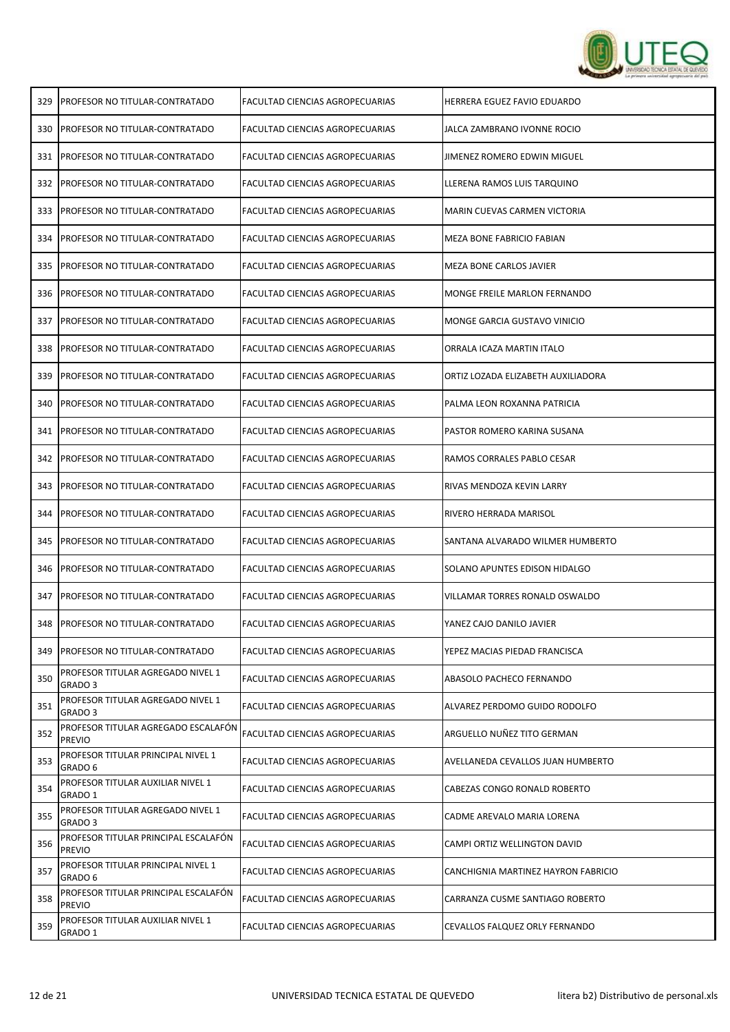| | | | |
|---|---|---|---|
| 329 | PROFESOR NO TITULAR-CONTRATADO | FACULTAD CIENCIAS AGROPECUARIAS | HERRERA EGUEZ FAVIO EDUARDO |
| 330 | PROFESOR NO TITULAR-CONTRATADO | FACULTAD CIENCIAS AGROPECUARIAS | JALCA ZAMBRANO IVONNE ROCIO |
| 331 | PROFESOR NO TITULAR-CONTRATADO | FACULTAD CIENCIAS AGROPECUARIAS | JIMENEZ ROMERO EDWIN MIGUEL |
| 332 | PROFESOR NO TITULAR-CONTRATADO | FACULTAD CIENCIAS AGROPECUARIAS | LLERENA RAMOS LUIS TARQUINO |
| 333 | PROFESOR NO TITULAR-CONTRATADO | FACULTAD CIENCIAS AGROPECUARIAS | MARIN CUEVAS CARMEN VICTORIA |
| 334 | PROFESOR NO TITULAR-CONTRATADO | FACULTAD CIENCIAS AGROPECUARIAS | MEZA BONE FABRICIO FABIAN |
| 335 | PROFESOR NO TITULAR-CONTRATADO | FACULTAD CIENCIAS AGROPECUARIAS | MEZA BONE CARLOS JAVIER |
| 336 | PROFESOR NO TITULAR-CONTRATADO | FACULTAD CIENCIAS AGROPECUARIAS | MONGE FREILE MARLON FERNANDO |
| 337 | PROFESOR NO TITULAR-CONTRATADO | FACULTAD CIENCIAS AGROPECUARIAS | MONGE GARCIA GUSTAVO VINICIO |
| 338 | PROFESOR NO TITULAR-CONTRATADO | FACULTAD CIENCIAS AGROPECUARIAS | ORRALA ICAZA MARTIN ITALO |
| 339 | PROFESOR NO TITULAR-CONTRATADO | FACULTAD CIENCIAS AGROPECUARIAS | ORTIZ LOZADA ELIZABETH AUXILIADORA |
| 340 | PROFESOR NO TITULAR-CONTRATADO | FACULTAD CIENCIAS AGROPECUARIAS | PALMA LEON ROXANNA PATRICIA |
| 341 | PROFESOR NO TITULAR-CONTRATADO | FACULTAD CIENCIAS AGROPECUARIAS | PASTOR ROMERO KARINA SUSANA |
| 342 | PROFESOR NO TITULAR-CONTRATADO | FACULTAD CIENCIAS AGROPECUARIAS | RAMOS CORRALES PABLO CESAR |
| 343 | PROFESOR NO TITULAR-CONTRATADO | FACULTAD CIENCIAS AGROPECUARIAS | RIVAS MENDOZA KEVIN LARRY |
| 344 | PROFESOR NO TITULAR-CONTRATADO | FACULTAD CIENCIAS AGROPECUARIAS | RIVERO HERRADA MARISOL |
| 345 | PROFESOR NO TITULAR-CONTRATADO | FACULTAD CIENCIAS AGROPECUARIAS | SANTANA ALVARADO WILMER HUMBERTO |
| 346 | PROFESOR NO TITULAR-CONTRATADO | FACULTAD CIENCIAS AGROPECUARIAS | SOLANO APUNTES EDISON HIDALGO |
| 347 | PROFESOR NO TITULAR-CONTRATADO | FACULTAD CIENCIAS AGROPECUARIAS | VILLAMAR TORRES RONALD OSWALDO |
| 348 | PROFESOR NO TITULAR-CONTRATADO | FACULTAD CIENCIAS AGROPECUARIAS | YANEZ CAJO DANILO JAVIER |
| 349 | PROFESOR NO TITULAR-CONTRATADO | FACULTAD CIENCIAS AGROPECUARIAS | YEPEZ MACIAS PIEDAD FRANCISCA |
| 350 | PROFESOR TITULAR AGREGADO NIVEL 1 GRADO 3 | FACULTAD CIENCIAS AGROPECUARIAS | ABASOLO PACHECO FERNANDO |
| 351 | PROFESOR TITULAR AGREGADO NIVEL 1 GRADO 3 | FACULTAD CIENCIAS AGROPECUARIAS | ALVAREZ PERDOMO GUIDO RODOLFO |
| 352 | PROFESOR TITULAR AGREGADO ESCALAFÓN PREVIO | FACULTAD CIENCIAS AGROPECUARIAS | ARGUELLO NUÑEZ TITO GERMAN |
| 353 | PROFESOR TITULAR PRINCIPAL NIVEL 1 GRADO 6 | FACULTAD CIENCIAS AGROPECUARIAS | AVELLANEDA CEVALLOS JUAN HUMBERTO |
| 354 | PROFESOR TITULAR AUXILIAR NIVEL 1 GRADO 1 | FACULTAD CIENCIAS AGROPECUARIAS | CABEZAS CONGO RONALD ROBERTO |
| 355 | PROFESOR TITULAR AGREGADO NIVEL 1 GRADO 3 | FACULTAD CIENCIAS AGROPECUARIAS | CADME AREVALO MARIA LORENA |
| 356 | PROFESOR TITULAR PRINCIPAL ESCALAFÓN PREVIO | FACULTAD CIENCIAS AGROPECUARIAS | CAMPI ORTIZ WELLINGTON DAVID |
| 357 | PROFESOR TITULAR PRINCIPAL NIVEL 1 GRADO 6 | FACULTAD CIENCIAS AGROPECUARIAS | CANCHIGNIA MARTINEZ HAYRON FABRICIO |
| 358 | PROFESOR TITULAR PRINCIPAL ESCALAFÓN PREVIO | FACULTAD CIENCIAS AGROPECUARIAS | CARRANZA CUSME SANTIAGO ROBERTO |
| 359 | PROFESOR TITULAR AUXILIAR NIVEL 1 GRADO 1 | FACULTAD CIENCIAS AGROPECUARIAS | CEVALLOS FALQUEZ ORLY FERNANDO |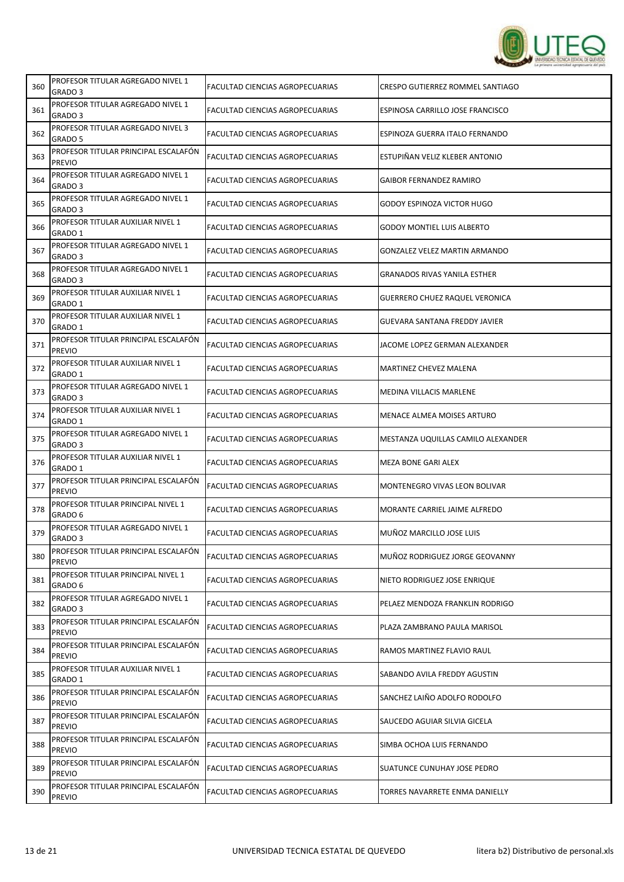| | | | |
|---|---|---|---|
| 360 | PROFESOR TITULAR AGREGADO NIVEL 1 GRADO 3 | FACULTAD CIENCIAS AGROPECUARIAS | CRESPO GUTIERREZ ROMMEL SANTIAGO |
| 361 | PROFESOR TITULAR AGREGADO NIVEL 1 GRADO 3 | FACULTAD CIENCIAS AGROPECUARIAS | ESPINOSA CARRILLO JOSE FRANCISCO |
| 362 | PROFESOR TITULAR AGREGADO NIVEL 3 GRADO 5 | FACULTAD CIENCIAS AGROPECUARIAS | ESPINOZA GUERRA ITALO FERNANDO |
| 363 | PROFESOR TITULAR PRINCIPAL ESCALAFÓN PREVIO | FACULTAD CIENCIAS AGROPECUARIAS | ESTUPIÑAN VELIZ KLEBER ANTONIO |
| 364 | PROFESOR TITULAR AGREGADO NIVEL 1 GRADO 3 | FACULTAD CIENCIAS AGROPECUARIAS | GAIBOR FERNANDEZ RAMIRO |
| 365 | PROFESOR TITULAR AGREGADO NIVEL 1 GRADO 3 | FACULTAD CIENCIAS AGROPECUARIAS | GODOY ESPINOZA VICTOR HUGO |
| 366 | PROFESOR TITULAR AUXILIAR NIVEL 1 GRADO 1 | FACULTAD CIENCIAS AGROPECUARIAS | GODOY MONTIEL LUIS ALBERTO |
| 367 | PROFESOR TITULAR AGREGADO NIVEL 1 GRADO 3 | FACULTAD CIENCIAS AGROPECUARIAS | GONZALEZ VELEZ MARTIN ARMANDO |
| 368 | PROFESOR TITULAR AGREGADO NIVEL 1 GRADO 3 | FACULTAD CIENCIAS AGROPECUARIAS | GRANADOS RIVAS YANILA ESTHER |
| 369 | PROFESOR TITULAR AUXILIAR NIVEL 1 GRADO 1 | FACULTAD CIENCIAS AGROPECUARIAS | GUERRERO CHUEZ RAQUEL VERONICA |
| 370 | PROFESOR TITULAR AUXILIAR NIVEL 1 GRADO 1 | FACULTAD CIENCIAS AGROPECUARIAS | GUEVARA SANTANA FREDDY JAVIER |
| 371 | PROFESOR TITULAR PRINCIPAL ESCALAFÓN PREVIO | FACULTAD CIENCIAS AGROPECUARIAS | JACOME LOPEZ GERMAN ALEXANDER |
| 372 | PROFESOR TITULAR AUXILIAR NIVEL 1 GRADO 1 | FACULTAD CIENCIAS AGROPECUARIAS | MARTINEZ CHEVEZ MALENA |
| 373 | PROFESOR TITULAR AGREGADO NIVEL 1 GRADO 3 | FACULTAD CIENCIAS AGROPECUARIAS | MEDINA VILLACIS MARLENE |
| 374 | PROFESOR TITULAR AUXILIAR NIVEL 1 GRADO 1 | FACULTAD CIENCIAS AGROPECUARIAS | MENACE ALMEA MOISES ARTURO |
| 375 | PROFESOR TITULAR AGREGADO NIVEL 1 GRADO 3 | FACULTAD CIENCIAS AGROPECUARIAS | MESTANZA UQUILLAS CAMILO ALEXANDER |
| 376 | PROFESOR TITULAR AUXILIAR NIVEL 1 GRADO 1 | FACULTAD CIENCIAS AGROPECUARIAS | MEZA BONE GARI ALEX |
| 377 | PROFESOR TITULAR PRINCIPAL ESCALAFÓN PREVIO | FACULTAD CIENCIAS AGROPECUARIAS | MONTENEGRO VIVAS LEON BOLIVAR |
| 378 | PROFESOR TITULAR PRINCIPAL NIVEL 1 GRADO 6 | FACULTAD CIENCIAS AGROPECUARIAS | MORANTE CARRIEL JAIME ALFREDO |
| 379 | PROFESOR TITULAR AGREGADO NIVEL 1 GRADO 3 | FACULTAD CIENCIAS AGROPECUARIAS | MUÑOZ MARCILLO JOSE LUIS |
| 380 | PROFESOR TITULAR PRINCIPAL ESCALAFÓN PREVIO | FACULTAD CIENCIAS AGROPECUARIAS | MUÑOZ RODRIGUEZ JORGE GEOVANNY |
| 381 | PROFESOR TITULAR PRINCIPAL NIVEL 1 GRADO 6 | FACULTAD CIENCIAS AGROPECUARIAS | NIETO RODRIGUEZ JOSE ENRIQUE |
| 382 | PROFESOR TITULAR AGREGADO NIVEL 1 GRADO 3 | FACULTAD CIENCIAS AGROPECUARIAS | PELAEZ MENDOZA FRANKLIN RODRIGO |
| 383 | PROFESOR TITULAR PRINCIPAL ESCALAFÓN PREVIO | FACULTAD CIENCIAS AGROPECUARIAS | PLAZA ZAMBRANO PAULA MARISOL |
| 384 | PROFESOR TITULAR PRINCIPAL ESCALAFÓN PREVIO | FACULTAD CIENCIAS AGROPECUARIAS | RAMOS MARTINEZ FLAVIO RAUL |
| 385 | PROFESOR TITULAR AUXILIAR NIVEL 1 GRADO 1 | FACULTAD CIENCIAS AGROPECUARIAS | SABANDO AVILA FREDDY AGUSTIN |
| 386 | PROFESOR TITULAR PRINCIPAL ESCALAFÓN PREVIO | FACULTAD CIENCIAS AGROPECUARIAS | SANCHEZ LAIÑO ADOLFO RODOLFO |
| 387 | PROFESOR TITULAR PRINCIPAL ESCALAFÓN PREVIO | FACULTAD CIENCIAS AGROPECUARIAS | SAUCEDO AGUIAR SILVIA GICELA |
| 388 | PROFESOR TITULAR PRINCIPAL ESCALAFÓN PREVIO | FACULTAD CIENCIAS AGROPECUARIAS | SIMBA OCHOA LUIS FERNANDO |
| 389 | PROFESOR TITULAR PRINCIPAL ESCALAFÓN PREVIO | FACULTAD CIENCIAS AGROPECUARIAS | SUATUNCE CUNUHAY JOSE PEDRO |
| 390 | PROFESOR TITULAR PRINCIPAL ESCALAFÓN PREVIO | FACULTAD CIENCIAS AGROPECUARIAS | TORRES NAVARRETE ENMA DANIELLY |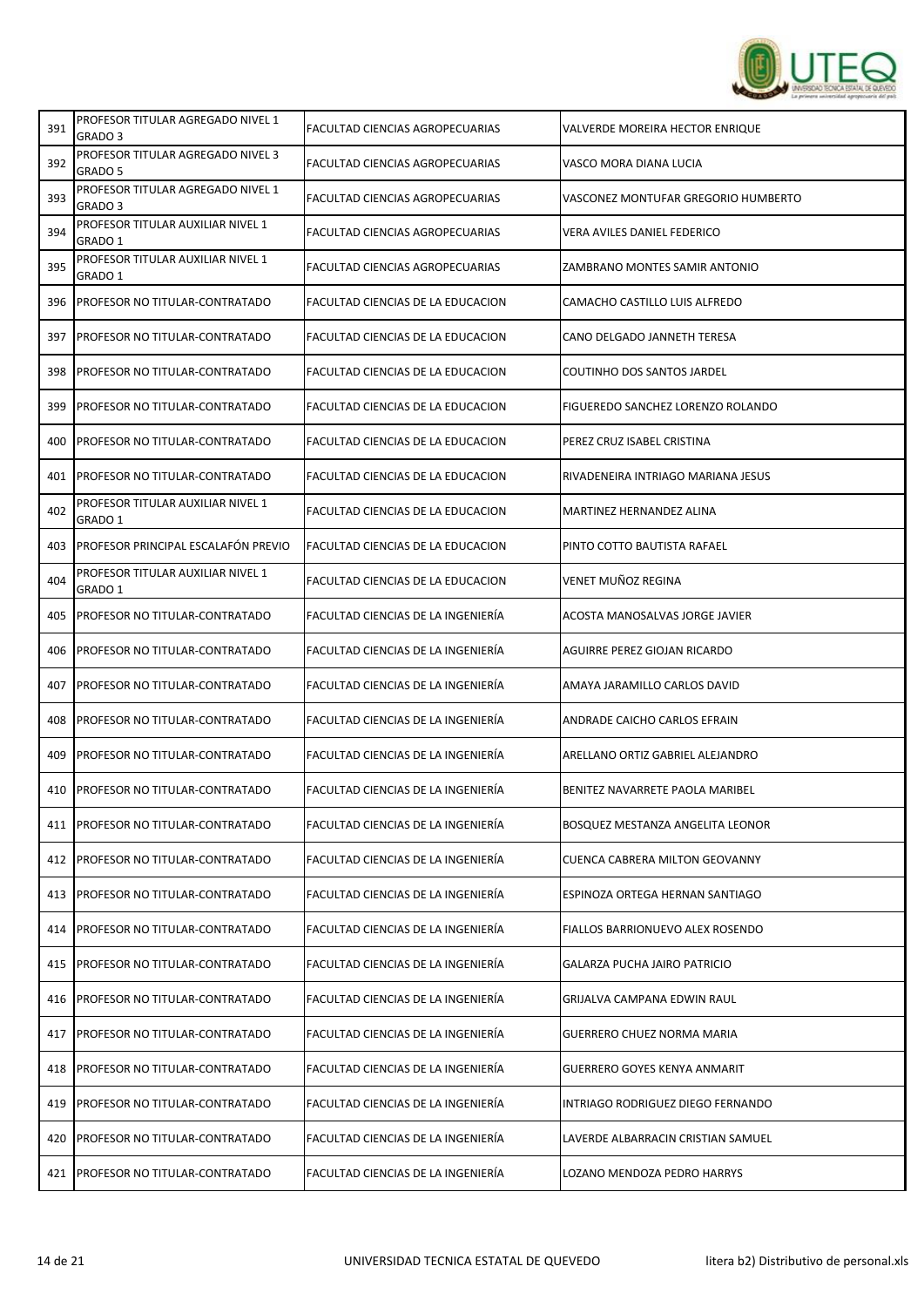| | | | |
|---|---|---|---|
| 391 | PROFESOR TITULAR AGREGADO NIVEL 1 GRADO 3 | FACULTAD CIENCIAS AGROPECUARIAS | VALVERDE MOREIRA HECTOR ENRIQUE |
| 392 | PROFESOR TITULAR AGREGADO NIVEL 3 GRADO 5 | FACULTAD CIENCIAS AGROPECUARIAS | VASCO MORA DIANA LUCIA |
| 393 | PROFESOR TITULAR AGREGADO NIVEL 1 GRADO 3 | FACULTAD CIENCIAS AGROPECUARIAS | VASCONEZ MONTUFAR GREGORIO HUMBERTO |
| 394 | PROFESOR TITULAR AUXILIAR NIVEL 1 GRADO 1 | FACULTAD CIENCIAS AGROPECUARIAS | VERA AVILES DANIEL FEDERICO |
| 395 | PROFESOR TITULAR AUXILIAR NIVEL 1 GRADO 1 | FACULTAD CIENCIAS AGROPECUARIAS | ZAMBRANO MONTES SAMIR ANTONIO |
| 396 | PROFESOR NO TITULAR-CONTRATADO | FACULTAD CIENCIAS DE LA EDUCACION | CAMACHO CASTILLO LUIS ALFREDO |
| 397 | PROFESOR NO TITULAR-CONTRATADO | FACULTAD CIENCIAS DE LA EDUCACION | CANO DELGADO JANNETH TERESA |
| 398 | PROFESOR NO TITULAR-CONTRATADO | FACULTAD CIENCIAS DE LA EDUCACION | COUTINHO DOS SANTOS JARDEL |
| 399 | PROFESOR NO TITULAR-CONTRATADO | FACULTAD CIENCIAS DE LA EDUCACION | FIGUEREDO SANCHEZ LORENZO ROLANDO |
| 400 | PROFESOR NO TITULAR-CONTRATADO | FACULTAD CIENCIAS DE LA EDUCACION | PEREZ CRUZ ISABEL CRISTINA |
| 401 | PROFESOR NO TITULAR-CONTRATADO | FACULTAD CIENCIAS DE LA EDUCACION | RIVADENEIRA INTRIAGO MARIANA JESUS |
| 402 | PROFESOR TITULAR AUXILIAR NIVEL 1 GRADO 1 | FACULTAD CIENCIAS DE LA EDUCACION | MARTINEZ HERNANDEZ ALINA |
| 403 | PROFESOR PRINCIPAL ESCALAFÓN PREVIO | FACULTAD CIENCIAS DE LA EDUCACION | PINTO COTTO BAUTISTA RAFAEL |
| 404 | PROFESOR TITULAR AUXILIAR NIVEL 1 GRADO 1 | FACULTAD CIENCIAS DE LA EDUCACION | VENET MUÑOZ REGINA |
| 405 | PROFESOR NO TITULAR-CONTRATADO | FACULTAD CIENCIAS DE LA INGENIERÍA | ACOSTA MANOSALVAS JORGE JAVIER |
| 406 | PROFESOR NO TITULAR-CONTRATADO | FACULTAD CIENCIAS DE LA INGENIERÍA | AGUIRRE PEREZ GIOJAN RICARDO |
| 407 | PROFESOR NO TITULAR-CONTRATADO | FACULTAD CIENCIAS DE LA INGENIERÍA | AMAYA JARAMILLO CARLOS DAVID |
| 408 | PROFESOR NO TITULAR-CONTRATADO | FACULTAD CIENCIAS DE LA INGENIERÍA | ANDRADE CAICHO CARLOS EFRAIN |
| 409 | PROFESOR NO TITULAR-CONTRATADO | FACULTAD CIENCIAS DE LA INGENIERÍA | ARELLANO ORTIZ GABRIEL ALEJANDRO |
| 410 | PROFESOR NO TITULAR-CONTRATADO | FACULTAD CIENCIAS DE LA INGENIERÍA | BENITEZ NAVARRETE PAOLA MARIBEL |
| 411 | PROFESOR NO TITULAR-CONTRATADO | FACULTAD CIENCIAS DE LA INGENIERÍA | BOSQUEZ MESTANZA ANGELITA LEONOR |
| 412 | PROFESOR NO TITULAR-CONTRATADO | FACULTAD CIENCIAS DE LA INGENIERÍA | CUENCA CABRERA MILTON GEOVANNY |
| 413 | PROFESOR NO TITULAR-CONTRATADO | FACULTAD CIENCIAS DE LA INGENIERÍA | ESPINOZA ORTEGA HERNAN SANTIAGO |
| 414 | PROFESOR NO TITULAR-CONTRATADO | FACULTAD CIENCIAS DE LA INGENIERÍA | FIALLOS BARRIONUEVO ALEX ROSENDO |
| 415 | PROFESOR NO TITULAR-CONTRATADO | FACULTAD CIENCIAS DE LA INGENIERÍA | GALARZA PUCHA JAIRO PATRICIO |
| 416 | PROFESOR NO TITULAR-CONTRATADO | FACULTAD CIENCIAS DE LA INGENIERÍA | GRIJALVA CAMPANA EDWIN RAUL |
| 417 | PROFESOR NO TITULAR-CONTRATADO | FACULTAD CIENCIAS DE LA INGENIERÍA | GUERRERO CHUEZ NORMA MARIA |
| 418 | PROFESOR NO TITULAR-CONTRATADO | FACULTAD CIENCIAS DE LA INGENIERÍA | GUERRERO GOYES KENYA ANMARIT |
| 419 | PROFESOR NO TITULAR-CONTRATADO | FACULTAD CIENCIAS DE LA INGENIERÍA | INTRIAGO RODRIGUEZ DIEGO FERNANDO |
| 420 | PROFESOR NO TITULAR-CONTRATADO | FACULTAD CIENCIAS DE LA INGENIERÍA | LAVERDE ALBARRACIN CRISTIAN SAMUEL |
| 421 | PROFESOR NO TITULAR-CONTRATADO | FACULTAD CIENCIAS DE LA INGENIERÍA | LOZANO MENDOZA PEDRO HARRYS |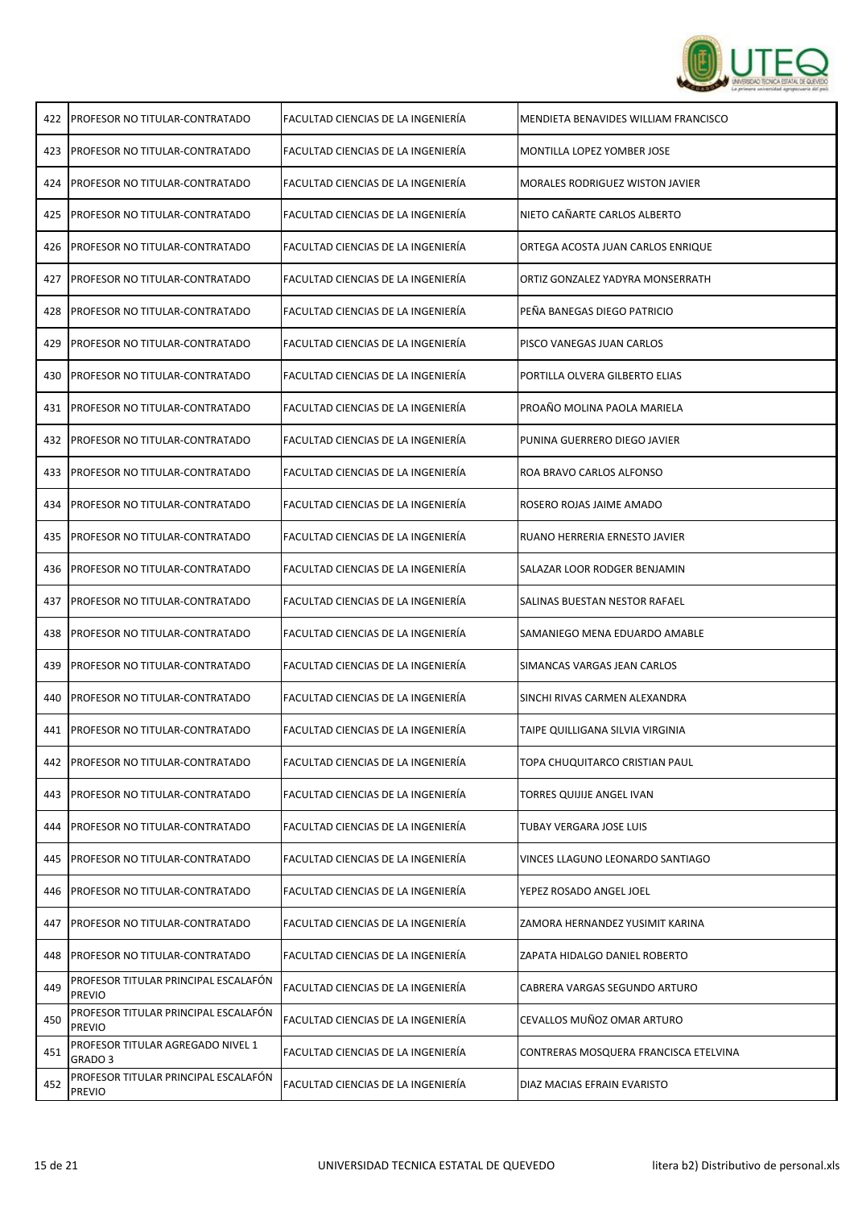| | | | |
|---|---|---|---|
| 422 | PROFESOR NO TITULAR-CONTRATADO | FACULTAD CIENCIAS DE LA INGENIERÍA | MENDIETA BENAVIDES WILLIAM FRANCISCO |
| 423 | PROFESOR NO TITULAR-CONTRATADO | FACULTAD CIENCIAS DE LA INGENIERÍA | MONTILLA LOPEZ YOMBER JOSE |
| 424 | PROFESOR NO TITULAR-CONTRATADO | FACULTAD CIENCIAS DE LA INGENIERÍA | MORALES RODRIGUEZ WISTON JAVIER |
| 425 | PROFESOR NO TITULAR-CONTRATADO | FACULTAD CIENCIAS DE LA INGENIERÍA | NIETO CAÑARTE CARLOS ALBERTO |
| 426 | PROFESOR NO TITULAR-CONTRATADO | FACULTAD CIENCIAS DE LA INGENIERÍA | ORTEGA ACOSTA JUAN CARLOS ENRIQUE |
| 427 | PROFESOR NO TITULAR-CONTRATADO | FACULTAD CIENCIAS DE LA INGENIERÍA | ORTIZ GONZALEZ YADYRA MONSERRATH |
| 428 | PROFESOR NO TITULAR-CONTRATADO | FACULTAD CIENCIAS DE LA INGENIERÍA | PEÑA BANEGAS DIEGO PATRICIO |
| 429 | PROFESOR NO TITULAR-CONTRATADO | FACULTAD CIENCIAS DE LA INGENIERÍA | PISCO VANEGAS JUAN CARLOS |
| 430 | PROFESOR NO TITULAR-CONTRATADO | FACULTAD CIENCIAS DE LA INGENIERÍA | PORTILLA OLVERA GILBERTO ELIAS |
| 431 | PROFESOR NO TITULAR-CONTRATADO | FACULTAD CIENCIAS DE LA INGENIERÍA | PROAÑO MOLINA PAOLA MARIELA |
| 432 | PROFESOR NO TITULAR-CONTRATADO | FACULTAD CIENCIAS DE LA INGENIERÍA | PUNINA GUERRERO DIEGO JAVIER |
| 433 | PROFESOR NO TITULAR-CONTRATADO | FACULTAD CIENCIAS DE LA INGENIERÍA | ROA BRAVO CARLOS ALFONSO |
| 434 | PROFESOR NO TITULAR-CONTRATADO | FACULTAD CIENCIAS DE LA INGENIERÍA | ROSERO ROJAS JAIME AMADO |
| 435 | PROFESOR NO TITULAR-CONTRATADO | FACULTAD CIENCIAS DE LA INGENIERÍA | RUANO HERRERIA ERNESTO JAVIER |
| 436 | PROFESOR NO TITULAR-CONTRATADO | FACULTAD CIENCIAS DE LA INGENIERÍA | SALAZAR LOOR RODGER BENJAMIN |
| 437 | PROFESOR NO TITULAR-CONTRATADO | FACULTAD CIENCIAS DE LA INGENIERÍA | SALINAS BUESTAN NESTOR RAFAEL |
| 438 | PROFESOR NO TITULAR-CONTRATADO | FACULTAD CIENCIAS DE LA INGENIERÍA | SAMANIEGO MENA EDUARDO AMABLE |
| 439 | PROFESOR NO TITULAR-CONTRATADO | FACULTAD CIENCIAS DE LA INGENIERÍA | SIMANCAS VARGAS JEAN CARLOS |
| 440 | PROFESOR NO TITULAR-CONTRATADO | FACULTAD CIENCIAS DE LA INGENIERÍA | SINCHI RIVAS CARMEN ALEXANDRA |
| 441 | PROFESOR NO TITULAR-CONTRATADO | FACULTAD CIENCIAS DE LA INGENIERÍA | TAIPE QUILLIGANA SILVIA VIRGINIA |
| 442 | PROFESOR NO TITULAR-CONTRATADO | FACULTAD CIENCIAS DE LA INGENIERÍA | TOPA CHUQUITARCO CRISTIAN PAUL |
| 443 | PROFESOR NO TITULAR-CONTRATADO | FACULTAD CIENCIAS DE LA INGENIERÍA | TORRES QUIJIJE ANGEL IVAN |
| 444 | PROFESOR NO TITULAR-CONTRATADO | FACULTAD CIENCIAS DE LA INGENIERÍA | TUBAY VERGARA JOSE LUIS |
| 445 | PROFESOR NO TITULAR-CONTRATADO | FACULTAD CIENCIAS DE LA INGENIERÍA | VINCES LLAGUNO LEONARDO SANTIAGO |
| 446 | PROFESOR NO TITULAR-CONTRATADO | FACULTAD CIENCIAS DE LA INGENIERÍA | YEPEZ ROSADO ANGEL JOEL |
| 447 | PROFESOR NO TITULAR-CONTRATADO | FACULTAD CIENCIAS DE LA INGENIERÍA | ZAMORA HERNANDEZ YUSIMIT KARINA |
| 448 | PROFESOR NO TITULAR-CONTRATADO | FACULTAD CIENCIAS DE LA INGENIERÍA | ZAPATA HIDALGO DANIEL ROBERTO |
| 449 | PROFESOR TITULAR PRINCIPAL ESCALAFÓN PREVIO | FACULTAD CIENCIAS DE LA INGENIERÍA | CABRERA VARGAS SEGUNDO ARTURO |
| 450 | PROFESOR TITULAR PRINCIPAL ESCALAFÓN PREVIO | FACULTAD CIENCIAS DE LA INGENIERÍA | CEVALLOS MUÑOZ OMAR ARTURO |
| 451 | PROFESOR TITULAR AGREGADO NIVEL 1 GRADO 3 | FACULTAD CIENCIAS DE LA INGENIERÍA | CONTRERAS MOSQUERA FRANCISCA ETELVINA |
| 452 | PROFESOR TITULAR PRINCIPAL ESCALAFÓN PREVIO | FACULTAD CIENCIAS DE LA INGENIERÍA | DIAZ MACIAS EFRAIN EVARISTO |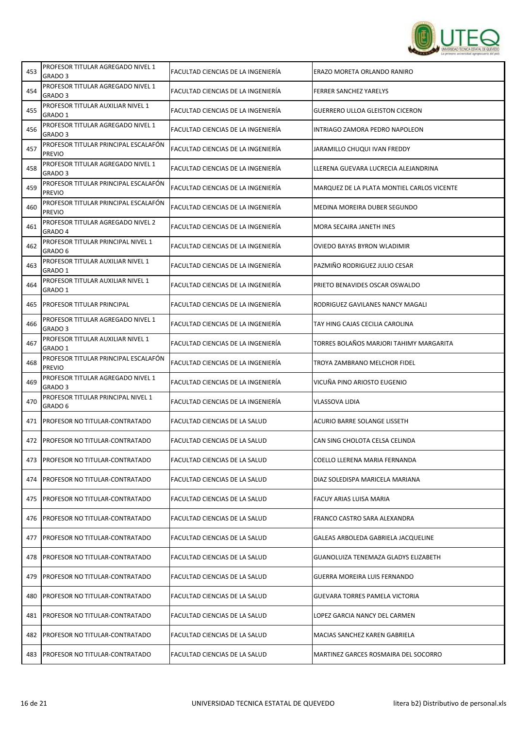| | | | |
|---|---|---|---|
| 453 | PROFESOR TITULAR AGREGADO NIVEL 1 GRADO 3 | FACULTAD CIENCIAS DE LA INGENIERÍA | ERAZO MORETA ORLANDO RANIRO |
| 454 | PROFESOR TITULAR AGREGADO NIVEL 1 GRADO 3 | FACULTAD CIENCIAS DE LA INGENIERÍA | FERRER SANCHEZ YARELYS |
| 455 | PROFESOR TITULAR AUXILIAR NIVEL 1 GRADO 1 | FACULTAD CIENCIAS DE LA INGENIERÍA | GUERRERO ULLOA GLEISTON CICERON |
| 456 | PROFESOR TITULAR AGREGADO NIVEL 1 GRADO 3 | FACULTAD CIENCIAS DE LA INGENIERÍA | INTRIAGO ZAMORA PEDRO NAPOLEON |
| 457 | PROFESOR TITULAR PRINCIPAL ESCALAFÓN PREVIO | FACULTAD CIENCIAS DE LA INGENIERÍA | JARAMILLO CHUQUI IVAN FREDDY |
| 458 | PROFESOR TITULAR AGREGADO NIVEL 1 GRADO 3 | FACULTAD CIENCIAS DE LA INGENIERÍA | LLERENA GUEVARA LUCRECIA ALEJANDRINA |
| 459 | PROFESOR TITULAR PRINCIPAL ESCALAFÓN PREVIO | FACULTAD CIENCIAS DE LA INGENIERÍA | MARQUEZ DE LA PLATA MONTIEL CARLOS VICENTE |
| 460 | PROFESOR TITULAR PRINCIPAL ESCALAFÓN PREVIO | FACULTAD CIENCIAS DE LA INGENIERÍA | MEDINA MOREIRA DUBER SEGUNDO |
| 461 | PROFESOR TITULAR AGREGADO NIVEL 2 GRADO 4 | FACULTAD CIENCIAS DE LA INGENIERÍA | MORA SECAIRA JANETH INES |
| 462 | PROFESOR TITULAR PRINCIPAL NIVEL 1 GRADO 6 | FACULTAD CIENCIAS DE LA INGENIERÍA | OVIEDO BAYAS BYRON WLADIMIR |
| 463 | PROFESOR TITULAR AUXILIAR NIVEL 1 GRADO 1 | FACULTAD CIENCIAS DE LA INGENIERÍA | PAZMIÑO RODRIGUEZ JULIO CESAR |
| 464 | PROFESOR TITULAR AUXILIAR NIVEL 1 GRADO 1 | FACULTAD CIENCIAS DE LA INGENIERÍA | PRIETO BENAVIDES OSCAR OSWALDO |
| 465 | PROFESOR TITULAR PRINCIPAL | FACULTAD CIENCIAS DE LA INGENIERÍA | RODRIGUEZ GAVILANES NANCY MAGALI |
| 466 | PROFESOR TITULAR AGREGADO NIVEL 1 GRADO 3 | FACULTAD CIENCIAS DE LA INGENIERÍA | TAY HING CAJAS CECILIA CAROLINA |
| 467 | PROFESOR TITULAR AUXILIAR NIVEL 1 GRADO 1 | FACULTAD CIENCIAS DE LA INGENIERÍA | TORRES BOLAÑOS MARJORI TAHIMY MARGARITA |
| 468 | PROFESOR TITULAR PRINCIPAL ESCALAFÓN PREVIO | FACULTAD CIENCIAS DE LA INGENIERÍA | TROYA ZAMBRANO MELCHOR FIDEL |
| 469 | PROFESOR TITULAR AGREGADO NIVEL 1 GRADO 3 | FACULTAD CIENCIAS DE LA INGENIERÍA | VICUÑA PINO ARIOSTO EUGENIO |
| 470 | PROFESOR TITULAR PRINCIPAL NIVEL 1 GRADO 6 | FACULTAD CIENCIAS DE LA INGENIERÍA | VLASSOVA LIDIA |
| 471 | PROFESOR NO TITULAR-CONTRATADO | FACULTAD CIENCIAS DE LA SALUD | ACURIO BARRE SOLANGE LISSETH |
| 472 | PROFESOR NO TITULAR-CONTRATADO | FACULTAD CIENCIAS DE LA SALUD | CAN SING CHOLOTA CELSA CELINDA |
| 473 | PROFESOR NO TITULAR-CONTRATADO | FACULTAD CIENCIAS DE LA SALUD | COELLO LLERENA MARIA FERNANDA |
| 474 | PROFESOR NO TITULAR-CONTRATADO | FACULTAD CIENCIAS DE LA SALUD | DIAZ SOLEDISPA MARICELA MARIANA |
| 475 | PROFESOR NO TITULAR-CONTRATADO | FACULTAD CIENCIAS DE LA SALUD | FACUY ARIAS LUISA MARIA |
| 476 | PROFESOR NO TITULAR-CONTRATADO | FACULTAD CIENCIAS DE LA SALUD | FRANCO CASTRO SARA ALEXANDRA |
| 477 | PROFESOR NO TITULAR-CONTRATADO | FACULTAD CIENCIAS DE LA SALUD | GALEAS ARBOLEDA GABRIELA JACQUELINE |
| 478 | PROFESOR NO TITULAR-CONTRATADO | FACULTAD CIENCIAS DE LA SALUD | GUANOLUIZA TENEMAZA GLADYS ELIZABETH |
| 479 | PROFESOR NO TITULAR-CONTRATADO | FACULTAD CIENCIAS DE LA SALUD | GUERRA MOREIRA LUIS FERNANDO |
| 480 | PROFESOR NO TITULAR-CONTRATADO | FACULTAD CIENCIAS DE LA SALUD | GUEVARA TORRES PAMELA VICTORIA |
| 481 | PROFESOR NO TITULAR-CONTRATADO | FACULTAD CIENCIAS DE LA SALUD | LOPEZ GARCIA NANCY DEL CARMEN |
| 482 | PROFESOR NO TITULAR-CONTRATADO | FACULTAD CIENCIAS DE LA SALUD | MACIAS SANCHEZ KAREN GABRIELA |
| 483 | PROFESOR NO TITULAR-CONTRATADO | FACULTAD CIENCIAS DE LA SALUD | MARTINEZ GARCES ROSMAIRA DEL SOCORRO |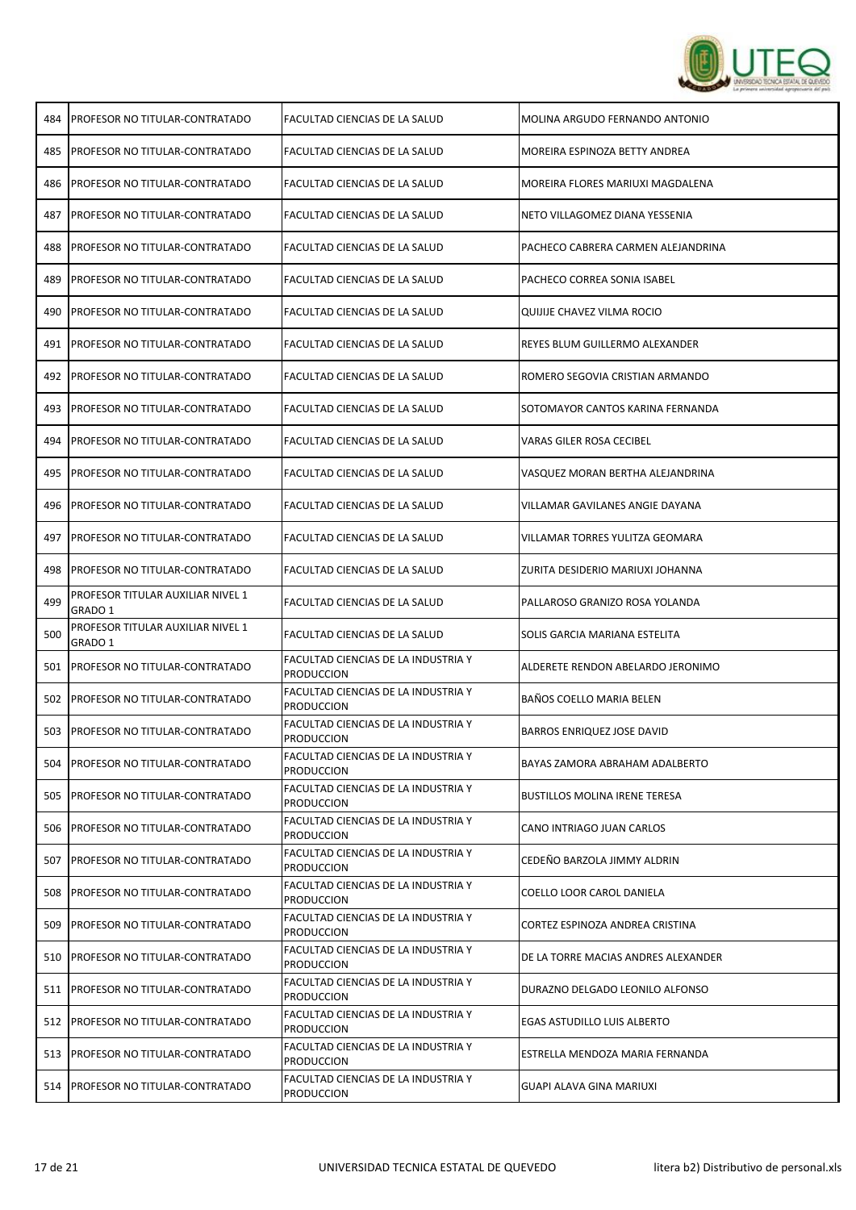| 484 | PROFESOR NO TITULAR-CONTRATADO | FACULTAD CIENCIAS DE LA SALUD | MOLINA ARGUDO FERNANDO ANTONIO |
|---|---|---|---|
| 485 | PROFESOR NO TITULAR-CONTRATADO | FACULTAD CIENCIAS DE LA SALUD | MOREIRA ESPINOZA BETTY ANDREA |
| 486 | PROFESOR NO TITULAR-CONTRATADO | FACULTAD CIENCIAS DE LA SALUD | MOREIRA FLORES MARIUXI MAGDALENA |
| 487 | PROFESOR NO TITULAR-CONTRATADO | FACULTAD CIENCIAS DE LA SALUD | NETO VILLAGOMEZ DIANA YESSENIA |
| 488 | PROFESOR NO TITULAR-CONTRATADO | FACULTAD CIENCIAS DE LA SALUD | PACHECO CABRERA CARMEN ALEJANDRINA |
| 489 | PROFESOR NO TITULAR-CONTRATADO | FACULTAD CIENCIAS DE LA SALUD | PACHECO CORREA SONIA ISABEL |
| 490 | PROFESOR NO TITULAR-CONTRATADO | FACULTAD CIENCIAS DE LA SALUD | QUIJIJE CHAVEZ VILMA ROCIO |
| 491 | PROFESOR NO TITULAR-CONTRATADO | FACULTAD CIENCIAS DE LA SALUD | REYES BLUM GUILLERMO ALEXANDER |
| 492 | PROFESOR NO TITULAR-CONTRATADO | FACULTAD CIENCIAS DE LA SALUD | ROMERO SEGOVIA CRISTIAN ARMANDO |
| 493 | PROFESOR NO TITULAR-CONTRATADO | FACULTAD CIENCIAS DE LA SALUD | SOTOMAYOR CANTOS KARINA FERNANDA |
| 494 | PROFESOR NO TITULAR-CONTRATADO | FACULTAD CIENCIAS DE LA SALUD | VARAS GILER ROSA CECIBEL |
| 495 | PROFESOR NO TITULAR-CONTRATADO | FACULTAD CIENCIAS DE LA SALUD | VASQUEZ MORAN BERTHA ALEJANDRINA |
| 496 | PROFESOR NO TITULAR-CONTRATADO | FACULTAD CIENCIAS DE LA SALUD | VILLAMAR GAVILANES ANGIE DAYANA |
| 497 | PROFESOR NO TITULAR-CONTRATADO | FACULTAD CIENCIAS DE LA SALUD | VILLAMAR TORRES YULITZA GEOMARA |
| 498 | PROFESOR NO TITULAR-CONTRATADO | FACULTAD CIENCIAS DE LA SALUD | ZURITA DESIDERIO MARIUXI JOHANNA |
| 499 | PROFESOR TITULAR AUXILIAR NIVEL 1 GRADO 1 | FACULTAD CIENCIAS DE LA SALUD | PALLAROSO GRANIZO ROSA YOLANDA |
| 500 | PROFESOR TITULAR AUXILIAR NIVEL 1 GRADO 1 | FACULTAD CIENCIAS DE LA SALUD | SOLIS GARCIA MARIANA ESTELITA |
| 501 | PROFESOR NO TITULAR-CONTRATADO | FACULTAD CIENCIAS DE LA INDUSTRIA Y PRODUCCION | ALDERETE RENDON ABELARDO JERONIMO |
| 502 | PROFESOR NO TITULAR-CONTRATADO | FACULTAD CIENCIAS DE LA INDUSTRIA Y PRODUCCION | BAÑOS COELLO MARIA BELEN |
| 503 | PROFESOR NO TITULAR-CONTRATADO | FACULTAD CIENCIAS DE LA INDUSTRIA Y PRODUCCION | BARROS ENRIQUEZ JOSE DAVID |
| 504 | PROFESOR NO TITULAR-CONTRATADO | FACULTAD CIENCIAS DE LA INDUSTRIA Y PRODUCCION | BAYAS ZAMORA ABRAHAM ADALBERTO |
| 505 | PROFESOR NO TITULAR-CONTRATADO | FACULTAD CIENCIAS DE LA INDUSTRIA Y PRODUCCION | BUSTILLOS MOLINA IRENE TERESA |
| 506 | PROFESOR NO TITULAR-CONTRATADO | FACULTAD CIENCIAS DE LA INDUSTRIA Y PRODUCCION | CANO INTRIAGO JUAN CARLOS |
| 507 | PROFESOR NO TITULAR-CONTRATADO | FACULTAD CIENCIAS DE LA INDUSTRIA Y PRODUCCION | CEDEÑO BARZOLA JIMMY ALDRIN |
| 508 | PROFESOR NO TITULAR-CONTRATADO | FACULTAD CIENCIAS DE LA INDUSTRIA Y PRODUCCION | COELLO LOOR CAROL DANIELA |
| 509 | PROFESOR NO TITULAR-CONTRATADO | FACULTAD CIENCIAS DE LA INDUSTRIA Y PRODUCCION | CORTEZ ESPINOZA ANDREA CRISTINA |
| 510 | PROFESOR NO TITULAR-CONTRATADO | FACULTAD CIENCIAS DE LA INDUSTRIA Y PRODUCCION | DE LA TORRE MACIAS ANDRES ALEXANDER |
| 511 | PROFESOR NO TITULAR-CONTRATADO | FACULTAD CIENCIAS DE LA INDUSTRIA Y PRODUCCION | DURAZNO DELGADO LEONILO ALFONSO |
| 512 | PROFESOR NO TITULAR-CONTRATADO | FACULTAD CIENCIAS DE LA INDUSTRIA Y PRODUCCION | EGAS ASTUDILLO LUIS ALBERTO |
| 513 | PROFESOR NO TITULAR-CONTRATADO | FACULTAD CIENCIAS DE LA INDUSTRIA Y PRODUCCION | ESTRELLA MENDOZA MARIA FERNANDA |
| 514 | PROFESOR NO TITULAR-CONTRATADO | FACULTAD CIENCIAS DE LA INDUSTRIA Y PRODUCCION | GUAPI ALAVA GINA MARIUXI |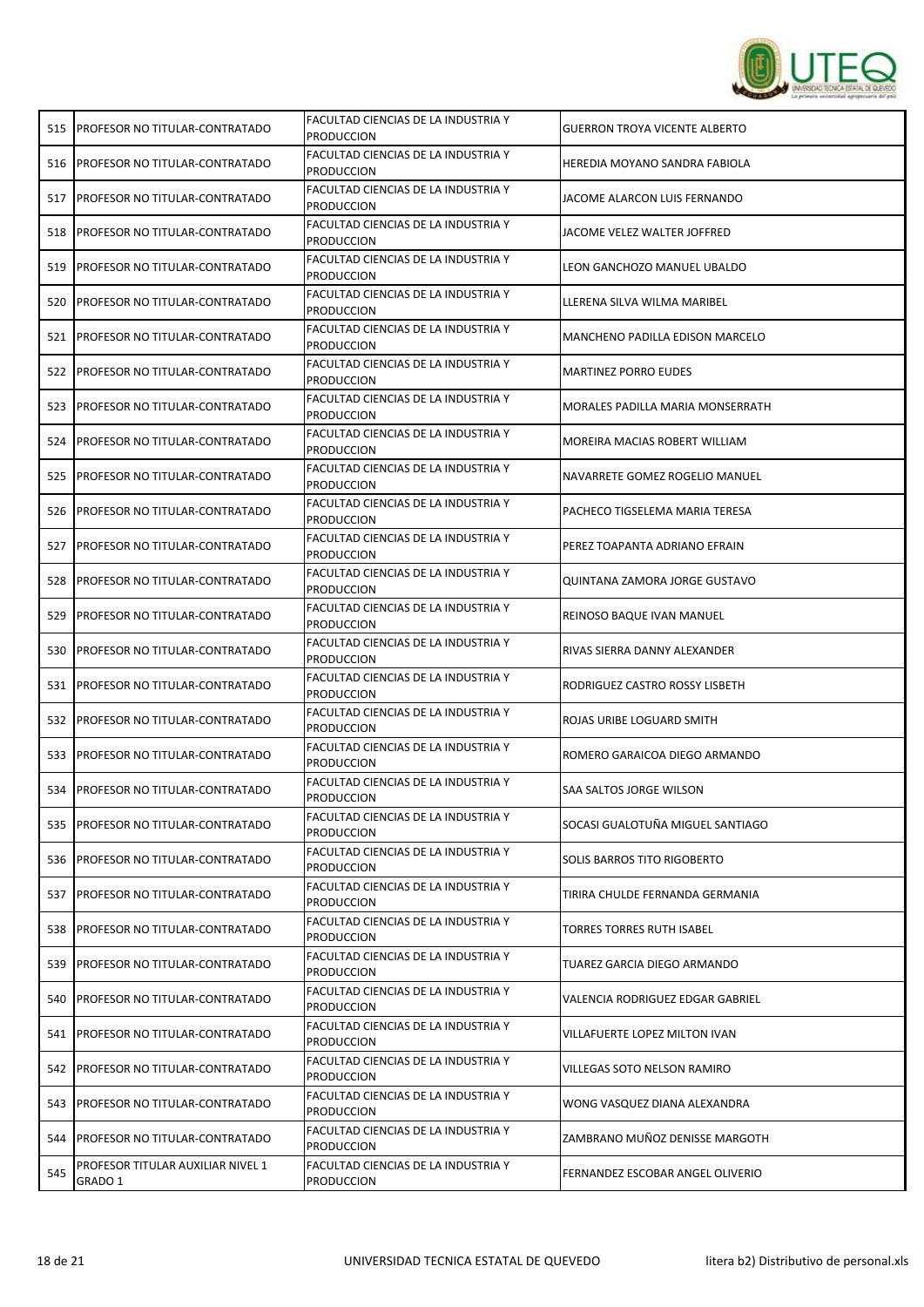| | | | |
|---|---|---|---|
| 515 | PROFESOR NO TITULAR-CONTRATADO | FACULTAD CIENCIAS DE LA INDUSTRIA Y PRODUCCION | GUERRON TROYA VICENTE ALBERTO |
| 516 | PROFESOR NO TITULAR-CONTRATADO | FACULTAD CIENCIAS DE LA INDUSTRIA Y PRODUCCION | HEREDIA MOYANO SANDRA FABIOLA |
| 517 | PROFESOR NO TITULAR-CONTRATADO | FACULTAD CIENCIAS DE LA INDUSTRIA Y PRODUCCION | JACOME ALARCON LUIS FERNANDO |
| 518 | PROFESOR NO TITULAR-CONTRATADO | FACULTAD CIENCIAS DE LA INDUSTRIA Y PRODUCCION | JACOME VELEZ WALTER JOFFRED |
| 519 | PROFESOR NO TITULAR-CONTRATADO | FACULTAD CIENCIAS DE LA INDUSTRIA Y PRODUCCION | LEON GANCHOZO MANUEL UBALDO |
| 520 | PROFESOR NO TITULAR-CONTRATADO | FACULTAD CIENCIAS DE LA INDUSTRIA Y PRODUCCION | LLERENA SILVA WILMA MARIBEL |
| 521 | PROFESOR NO TITULAR-CONTRATADO | FACULTAD CIENCIAS DE LA INDUSTRIA Y PRODUCCION | MANCHENO PADILLA EDISON MARCELO |
| 522 | PROFESOR NO TITULAR-CONTRATADO | FACULTAD CIENCIAS DE LA INDUSTRIA Y PRODUCCION | MARTINEZ PORRO EUDES |
| 523 | PROFESOR NO TITULAR-CONTRATADO | FACULTAD CIENCIAS DE LA INDUSTRIA Y PRODUCCION | MORALES PADILLA MARIA MONSERRATH |
| 524 | PROFESOR NO TITULAR-CONTRATADO | FACULTAD CIENCIAS DE LA INDUSTRIA Y PRODUCCION | MOREIRA MACIAS ROBERT WILLIAM |
| 525 | PROFESOR NO TITULAR-CONTRATADO | FACULTAD CIENCIAS DE LA INDUSTRIA Y PRODUCCION | NAVARRETE GOMEZ ROGELIO MANUEL |
| 526 | PROFESOR NO TITULAR-CONTRATADO | FACULTAD CIENCIAS DE LA INDUSTRIA Y PRODUCCION | PACHECO TIGSELEMA MARIA TERESA |
| 527 | PROFESOR NO TITULAR-CONTRATADO | FACULTAD CIENCIAS DE LA INDUSTRIA Y PRODUCCION | PEREZ TOAPANTA ADRIANO EFRAIN |
| 528 | PROFESOR NO TITULAR-CONTRATADO | FACULTAD CIENCIAS DE LA INDUSTRIA Y PRODUCCION | QUINTANA ZAMORA JORGE GUSTAVO |
| 529 | PROFESOR NO TITULAR-CONTRATADO | FACULTAD CIENCIAS DE LA INDUSTRIA Y PRODUCCION | REINOSO BAQUE IVAN MANUEL |
| 530 | PROFESOR NO TITULAR-CONTRATADO | FACULTAD CIENCIAS DE LA INDUSTRIA Y PRODUCCION | RIVAS SIERRA DANNY ALEXANDER |
| 531 | PROFESOR NO TITULAR-CONTRATADO | FACULTAD CIENCIAS DE LA INDUSTRIA Y PRODUCCION | RODRIGUEZ CASTRO ROSSY LISBETH |
| 532 | PROFESOR NO TITULAR-CONTRATADO | FACULTAD CIENCIAS DE LA INDUSTRIA Y PRODUCCION | ROJAS URIBE LOGUARD SMITH |
| 533 | PROFESOR NO TITULAR-CONTRATADO | FACULTAD CIENCIAS DE LA INDUSTRIA Y PRODUCCION | ROMERO GARAICOA DIEGO ARMANDO |
| 534 | PROFESOR NO TITULAR-CONTRATADO | FACULTAD CIENCIAS DE LA INDUSTRIA Y PRODUCCION | SAA SALTOS JORGE WILSON |
| 535 | PROFESOR NO TITULAR-CONTRATADO | FACULTAD CIENCIAS DE LA INDUSTRIA Y PRODUCCION | SOCASI GUALOTUÑA MIGUEL SANTIAGO |
| 536 | PROFESOR NO TITULAR-CONTRATADO | FACULTAD CIENCIAS DE LA INDUSTRIA Y PRODUCCION | SOLIS BARROS TITO RIGOBERTO |
| 537 | PROFESOR NO TITULAR-CONTRATADO | FACULTAD CIENCIAS DE LA INDUSTRIA Y PRODUCCION | TIRIRA CHULDE FERNANDA GERMANIA |
| 538 | PROFESOR NO TITULAR-CONTRATADO | FACULTAD CIENCIAS DE LA INDUSTRIA Y PRODUCCION | TORRES TORRES RUTH ISABEL |
| 539 | PROFESOR NO TITULAR-CONTRATADO | FACULTAD CIENCIAS DE LA INDUSTRIA Y PRODUCCION | TUAREZ GARCIA DIEGO ARMANDO |
| 540 | PROFESOR NO TITULAR-CONTRATADO | FACULTAD CIENCIAS DE LA INDUSTRIA Y PRODUCCION | VALENCIA RODRIGUEZ EDGAR GABRIEL |
| 541 | PROFESOR NO TITULAR-CONTRATADO | FACULTAD CIENCIAS DE LA INDUSTRIA Y PRODUCCION | VILLAFUERTE LOPEZ MILTON IVAN |
| 542 | PROFESOR NO TITULAR-CONTRATADO | FACULTAD CIENCIAS DE LA INDUSTRIA Y PRODUCCION | VILLEGAS SOTO NELSON RAMIRO |
| 543 | PROFESOR NO TITULAR-CONTRATADO | FACULTAD CIENCIAS DE LA INDUSTRIA Y PRODUCCION | WONG VASQUEZ DIANA ALEXANDRA |
| 544 | PROFESOR NO TITULAR-CONTRATADO | FACULTAD CIENCIAS DE LA INDUSTRIA Y PRODUCCION | ZAMBRANO MUÑOZ DENISSE MARGOTH |
| 545 | PROFESOR TITULAR AUXILIAR NIVEL 1 GRADO 1 | FACULTAD CIENCIAS DE LA INDUSTRIA Y PRODUCCION | FERNANDEZ ESCOBAR ANGEL OLIVERIO |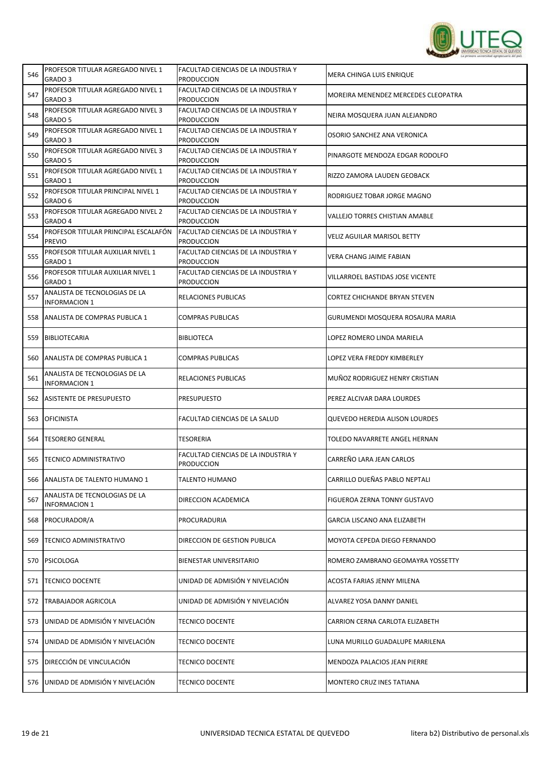| | | | |
|---|---|---|---|
| 546 | PROFESOR TITULAR AGREGADO NIVEL 1 GRADO 3 | FACULTAD CIENCIAS DE LA INDUSTRIA Y PRODUCCION | MERA CHINGA LUIS ENRIQUE |
| 547 | PROFESOR TITULAR AGREGADO NIVEL 1 GRADO 3 | FACULTAD CIENCIAS DE LA INDUSTRIA Y PRODUCCION | MOREIRA MENENDEZ MERCEDES CLEOPATRA |
| 548 | PROFESOR TITULAR AGREGADO NIVEL 3 GRADO 5 | FACULTAD CIENCIAS DE LA INDUSTRIA Y PRODUCCION | NEIRA MOSQUERA JUAN ALEJANDRO |
| 549 | PROFESOR TITULAR AGREGADO NIVEL 1 GRADO 3 | FACULTAD CIENCIAS DE LA INDUSTRIA Y PRODUCCION | OSORIO SANCHEZ ANA VERONICA |
| 550 | PROFESOR TITULAR AGREGADO NIVEL 3 GRADO 5 | FACULTAD CIENCIAS DE LA INDUSTRIA Y PRODUCCION | PINARGOTE MENDOZA EDGAR RODOLFO |
| 551 | PROFESOR TITULAR AGREGADO NIVEL 1 GRADO 1 | FACULTAD CIENCIAS DE LA INDUSTRIA Y PRODUCCION | RIZZO ZAMORA LAUDEN GEOBACK |
| 552 | PROFESOR TITULAR PRINCIPAL NIVEL 1 GRADO 6 | FACULTAD CIENCIAS DE LA INDUSTRIA Y PRODUCCION | RODRIGUEZ TOBAR JORGE MAGNO |
| 553 | PROFESOR TITULAR AGREGADO NIVEL 2 GRADO 4 | FACULTAD CIENCIAS DE LA INDUSTRIA Y PRODUCCION | VALLEJO TORRES CHISTIAN AMABLE |
| 554 | PROFESOR TITULAR PRINCIPAL ESCALAFÓN PREVIO | FACULTAD CIENCIAS DE LA INDUSTRIA Y PRODUCCION | VELIZ AGUILAR MARISOL BETTY |
| 555 | PROFESOR TITULAR AUXILIAR NIVEL 1 GRADO 1 | FACULTAD CIENCIAS DE LA INDUSTRIA Y PRODUCCION | VERA CHANG JAIME FABIAN |
| 556 | PROFESOR TITULAR AUXILIAR NIVEL 1 GRADO 1 | FACULTAD CIENCIAS DE LA INDUSTRIA Y PRODUCCION | VILLARROEL BASTIDAS JOSE VICENTE |
| 557 | ANALISTA DE TECNOLOGIAS DE LA INFORMACION 1 | RELACIONES PUBLICAS | CORTEZ CHICHANDE BRYAN STEVEN |
| 558 | ANALISTA DE COMPRAS PUBLICA 1 | COMPRAS PUBLICAS | GURUMENDI MOSQUERA ROSAURA MARIA |
| 559 | BIBLIOTECARIA | BIBLIOTECA | LOPEZ ROMERO LINDA MARIELA |
| 560 | ANALISTA DE COMPRAS PUBLICA 1 | COMPRAS PUBLICAS | LOPEZ VERA FREDDY KIMBERLEY |
| 561 | ANALISTA DE TECNOLOGIAS DE LA INFORMACION 1 | RELACIONES PUBLICAS | MUÑOZ RODRIGUEZ HENRY CRISTIAN |
| 562 | ASISTENTE DE PRESUPUESTO | PRESUPUESTO | PEREZ ALCIVAR DARA LOURDES |
| 563 | OFICINISTA | FACULTAD CIENCIAS DE LA SALUD | QUEVEDO HEREDIA ALISON LOURDES |
| 564 | TESORERO GENERAL | TESORERIA | TOLEDO NAVARRETE ANGEL HERNAN |
| 565 | TECNICO ADMINISTRATIVO | FACULTAD CIENCIAS DE LA INDUSTRIA Y PRODUCCION | CARREÑO LARA JEAN CARLOS |
| 566 | ANALISTA DE TALENTO HUMANO 1 | TALENTO HUMANO | CARRILLO DUEÑAS PABLO NEPTALI |
| 567 | ANALISTA DE TECNOLOGIAS DE LA INFORMACION 1 | DIRECCION ACADEMICA | FIGUEROA ZERNA TONNY GUSTAVO |
| 568 | PROCURADOR/A | PROCURADURIA | GARCIA LISCANO ANA ELIZABETH |
| 569 | TECNICO ADMINISTRATIVO | DIRECCION DE GESTION PUBLICA | MOYOTA CEPEDA DIEGO FERNANDO |
| 570 | PSICOLOGA | BIENESTAR UNIVERSITARIO | ROMERO ZAMBRANO GEOMAYRA YOSSETTY |
| 571 | TECNICO DOCENTE | UNIDAD DE ADMISIÓN Y NIVELACIÓN | ACOSTA FARIAS JENNY MILENA |
| 572 | TRABAJADOR AGRICOLA | UNIDAD DE ADMISIÓN Y NIVELACIÓN | ALVAREZ YOSA DANNY DANIEL |
| 573 | UNIDAD DE ADMISIÓN Y NIVELACIÓN | TECNICO DOCENTE | CARRION CERNA CARLOTA ELIZABETH |
| 574 | UNIDAD DE ADMISIÓN Y NIVELACIÓN | TECNICO DOCENTE | LUNA MURILLO GUADALUPE MARILENA |
| 575 | DIRECCIÓN DE VINCULACIÓN | TECNICO DOCENTE | MENDOZA PALACIOS JEAN PIERRE |
| 576 | UNIDAD DE ADMISIÓN Y NIVELACIÓN | TECNICO DOCENTE | MONTERO CRUZ INES TATIANA |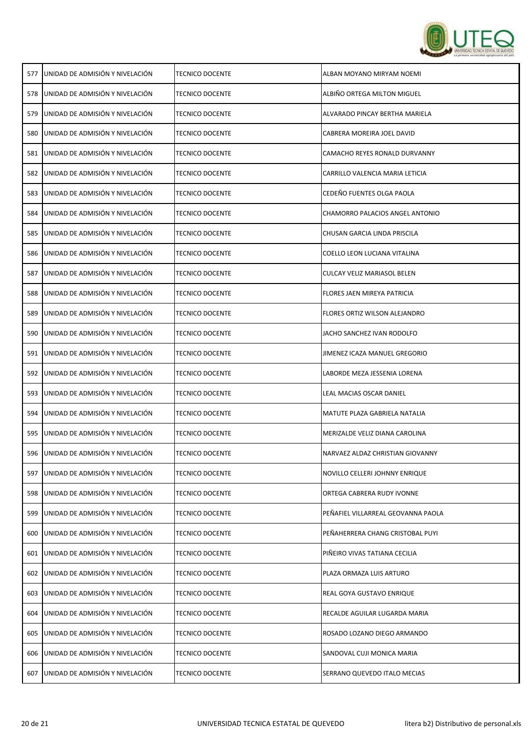| | | | |
|---|---|---|---|
| 577 | UNIDAD DE ADMISIÓN Y NIVELACIÓN | TECNICO DOCENTE | ALBAN MOYANO MIRYAM NOEMI |
| 578 | UNIDAD DE ADMISIÓN Y NIVELACIÓN | TECNICO DOCENTE | ALBIÑO ORTEGA MILTON MIGUEL |
| 579 | UNIDAD DE ADMISIÓN Y NIVELACIÓN | TECNICO DOCENTE | ALVARADO PINCAY BERTHA MARIELA |
| 580 | UNIDAD DE ADMISIÓN Y NIVELACIÓN | TECNICO DOCENTE | CABRERA MOREIRA JOEL DAVID |
| 581 | UNIDAD DE ADMISIÓN Y NIVELACIÓN | TECNICO DOCENTE | CAMACHO REYES RONALD DURVANNY |
| 582 | UNIDAD DE ADMISIÓN Y NIVELACIÓN | TECNICO DOCENTE | CARRILLO VALENCIA MARIA LETICIA |
| 583 | UNIDAD DE ADMISIÓN Y NIVELACIÓN | TECNICO DOCENTE | CEDEÑO FUENTES OLGA PAOLA |
| 584 | UNIDAD DE ADMISIÓN Y NIVELACIÓN | TECNICO DOCENTE | CHAMORRO PALACIOS ANGEL ANTONIO |
| 585 | UNIDAD DE ADMISIÓN Y NIVELACIÓN | TECNICO DOCENTE | CHUSAN GARCIA LINDA PRISCILA |
| 586 | UNIDAD DE ADMISIÓN Y NIVELACIÓN | TECNICO DOCENTE | COELLO LEON LUCIANA VITALINA |
| 587 | UNIDAD DE ADMISIÓN Y NIVELACIÓN | TECNICO DOCENTE | CULCAY VELIZ MARIASOL BELEN |
| 588 | UNIDAD DE ADMISIÓN Y NIVELACIÓN | TECNICO DOCENTE | FLORES JAEN MIREYA PATRICIA |
| 589 | UNIDAD DE ADMISIÓN Y NIVELACIÓN | TECNICO DOCENTE | FLORES ORTIZ WILSON ALEJANDRO |
| 590 | UNIDAD DE ADMISIÓN Y NIVELACIÓN | TECNICO DOCENTE | JACHO SANCHEZ IVAN RODOLFO |
| 591 | UNIDAD DE ADMISIÓN Y NIVELACIÓN | TECNICO DOCENTE | JIMENEZ ICAZA MANUEL GREGORIO |
| 592 | UNIDAD DE ADMISIÓN Y NIVELACIÓN | TECNICO DOCENTE | LABORDE MEZA JESSENIA LORENA |
| 593 | UNIDAD DE ADMISIÓN Y NIVELACIÓN | TECNICO DOCENTE | LEAL MACIAS OSCAR DANIEL |
| 594 | UNIDAD DE ADMISIÓN Y NIVELACIÓN | TECNICO DOCENTE | MATUTE PLAZA GABRIELA NATALIA |
| 595 | UNIDAD DE ADMISIÓN Y NIVELACIÓN | TECNICO DOCENTE | MERIZALDE VELIZ DIANA CAROLINA |
| 596 | UNIDAD DE ADMISIÓN Y NIVELACIÓN | TECNICO DOCENTE | NARVAEZ ALDAZ CHRISTIAN GIOVANNY |
| 597 | UNIDAD DE ADMISIÓN Y NIVELACIÓN | TECNICO DOCENTE | NOVILLO CELLERI JOHNNY ENRIQUE |
| 598 | UNIDAD DE ADMISIÓN Y NIVELACIÓN | TECNICO DOCENTE | ORTEGA CABRERA RUDY IVONNE |
| 599 | UNIDAD DE ADMISIÓN Y NIVELACIÓN | TECNICO DOCENTE | PEÑAFIEL VILLARREAL GEOVANNA PAOLA |
| 600 | UNIDAD DE ADMISIÓN Y NIVELACIÓN | TECNICO DOCENTE | PEÑAHERRERA CHANG CRISTOBAL PUYI |
| 601 | UNIDAD DE ADMISIÓN Y NIVELACIÓN | TECNICO DOCENTE | PIÑEIRO VIVAS TATIANA CECILIA |
| 602 | UNIDAD DE ADMISIÓN Y NIVELACIÓN | TECNICO DOCENTE | PLAZA ORMAZA LUIS ARTURO |
| 603 | UNIDAD DE ADMISIÓN Y NIVELACIÓN | TECNICO DOCENTE | REAL GOYA GUSTAVO ENRIQUE |
| 604 | UNIDAD DE ADMISIÓN Y NIVELACIÓN | TECNICO DOCENTE | RECALDE AGUILAR LUGARDA MARIA |
| 605 | UNIDAD DE ADMISIÓN Y NIVELACIÓN | TECNICO DOCENTE | ROSADO LOZANO DIEGO ARMANDO |
| 606 | UNIDAD DE ADMISIÓN Y NIVELACIÓN | TECNICO DOCENTE | SANDOVAL CUJI MONICA MARIA |
| 607 | UNIDAD DE ADMISIÓN Y NIVELACIÓN | TECNICO DOCENTE | SERRANO QUEVEDO ITALO MECIAS |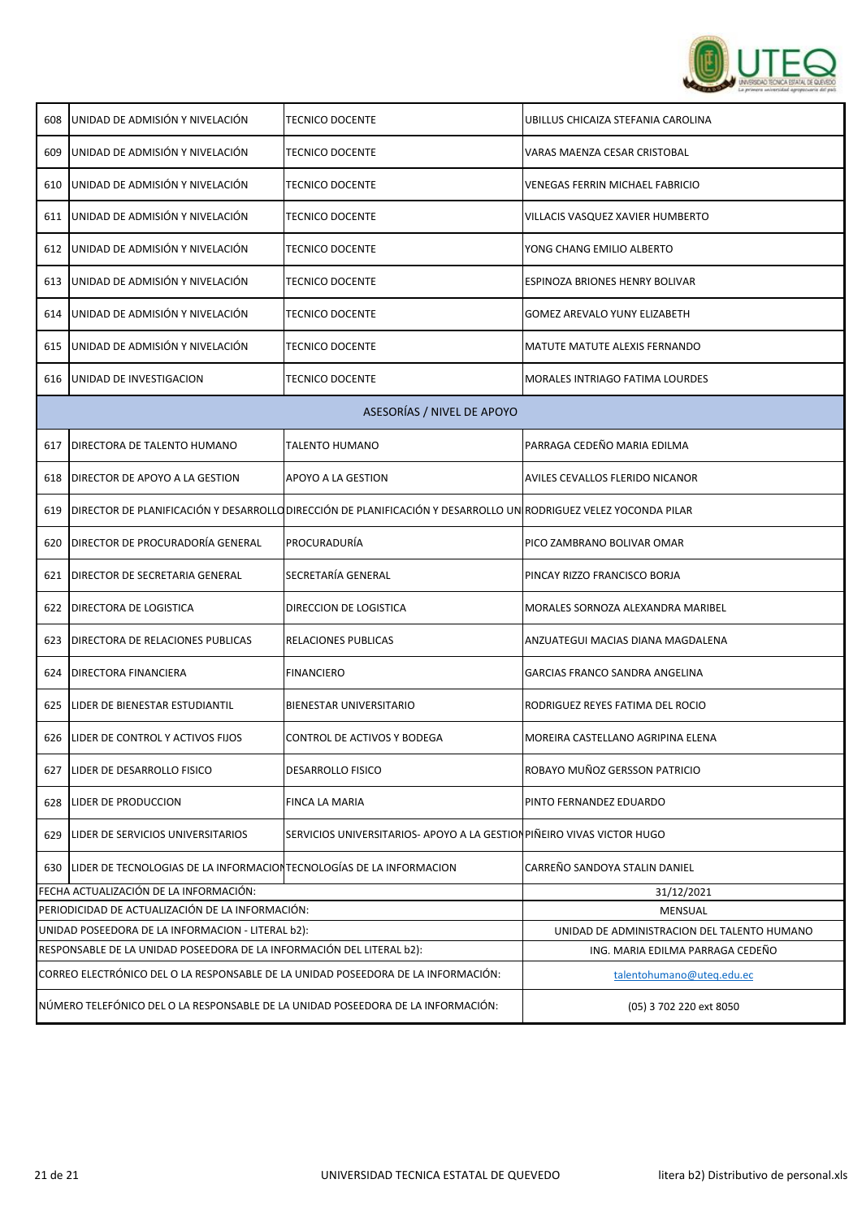| | | | |
|---|---|---|---|
| 608 | UNIDAD DE ADMISIÓN Y NIVELACIÓN | TECNICO DOCENTE | UBILLUS CHICAIZA STEFANIA CAROLINA |
| 609 | UNIDAD DE ADMISIÓN Y NIVELACIÓN | TECNICO DOCENTE | VARAS MAENZA CESAR CRISTOBAL |
| 610 | UNIDAD DE ADMISIÓN Y NIVELACIÓN | TECNICO DOCENTE | VENEGAS FERRIN MICHAEL FABRICIO |
| 611 | UNIDAD DE ADMISIÓN Y NIVELACIÓN | TECNICO DOCENTE | VILLACIS VASQUEZ XAVIER HUMBERTO |
| 612 | UNIDAD DE ADMISIÓN Y NIVELACIÓN | TECNICO DOCENTE | YONG CHANG EMILIO ALBERTO |
| 613 | UNIDAD DE ADMISIÓN Y NIVELACIÓN | TECNICO DOCENTE | ESPINOZA BRIONES HENRY BOLIVAR |
| 614 | UNIDAD DE ADMISIÓN Y NIVELACIÓN | TECNICO DOCENTE | GOMEZ AREVALO YUNY ELIZABETH |
| 615 | UNIDAD DE ADMISIÓN Y NIVELACIÓN | TECNICO DOCENTE | MATUTE MATUTE ALEXIS FERNANDO |
| 616 | UNIDAD DE INVESTIGACION | TECNICO DOCENTE | MORALES INTRIAGO FATIMA LOURDES |
| ASESORÍAS / NIVEL DE APOYO | | | |
| 617 | DIRECTORA DE TALENTO HUMANO | TALENTO HUMANO | PARRAGA CEDEÑO MARIA EDILMA |
| 618 | DIRECTOR DE APOYO A LA GESTION | APOYO A LA GESTION | AVILES CEVALLOS FLERIDO NICANOR |
| 619 | DIRECTOR DE PLANIFICACIÓN Y DESARROLLO | DIRECCIÓN DE PLANIFICACIÓN Y DESARROLLO UN | RODRIGUEZ VELEZ YOCONDA PILAR |
| 620 | DIRECTOR DE PROCURADORÍA GENERAL | PROCURADURÍA | PICO ZAMBRANO BOLIVAR OMAR |
| 621 | DIRECTOR DE SECRETARIA GENERAL | SECRETARÍA GENERAL | PINCAY RIZZO FRANCISCO BORJA |
| 622 | DIRECTORA DE LOGISTICA | DIRECCION DE LOGISTICA | MORALES SORNOZA ALEXANDRA MARIBEL |
| 623 | DIRECTORA DE RELACIONES PUBLICAS | RELACIONES PUBLICAS | ANZUATEGUI MACIAS DIANA MAGDALENA |
| 624 | DIRECTORA FINANCIERA | FINANCIERO | GARCIAS FRANCO SANDRA ANGELINA |
| 625 | LIDER DE BIENESTAR ESTUDIANTIL | BIENESTAR UNIVERSITARIO | RODRIGUEZ REYES FATIMA DEL ROCIO |
| 626 | LIDER DE CONTROL Y ACTIVOS FIJOS | CONTROL DE ACTIVOS Y BODEGA | MOREIRA CASTELLANO AGRIPINA ELENA |
| 627 | LIDER DE DESARROLLO FISICO | DESARROLLO FISICO | ROBAYO MUÑOZ GERSSON PATRICIO |
| 628 | LIDER DE PRODUCCION | FINCA LA MARIA | PINTO FERNANDEZ EDUARDO |
| 629 | LIDER DE SERVICIOS UNIVERSITARIOS | SERVICIOS UNIVERSITARIOS- APOYO A LA GESTION | PIÑEIRO VIVAS VICTOR HUGO |
| 630 | LIDER DE TECNOLOGIAS DE LA INFORMACION | TECNOLOGÍAS DE LA INFORMACION | CARREÑO SANDOYA STALIN DANIEL |

| | |
|---|---|
| FECHA ACTUALIZACIÓN DE LA INFORMACIÓN: | 31/12/2021 |
| PERIODICIDAD DE ACTUALIZACIÓN DE LA INFORMACIÓN: | MENSUAL |
| UNIDAD POSEEDORA DE LA INFORMACION - LITERAL b2): | UNIDAD DE ADMINISTRACION DEL TALENTO HUMANO |
| RESPONSABLE DE LA UNIDAD POSEEDORA DE LA INFORMACIÓN DEL LITERAL b2): | ING. MARIA EDILMA PARRAGA CEDEÑO |
| CORREO ELECTRÓNICO DEL O LA RESPONSABLE DE LA UNIDAD POSEEDORA DE LA INFORMACIÓN: | talentohumano@uteq.edu.ec |
| NÚMERO TELEFÓNICO DEL O LA RESPONSABLE DE LA UNIDAD POSEEDORA DE LA INFORMACIÓN: | (05) 3 702 220 ext 8050 |